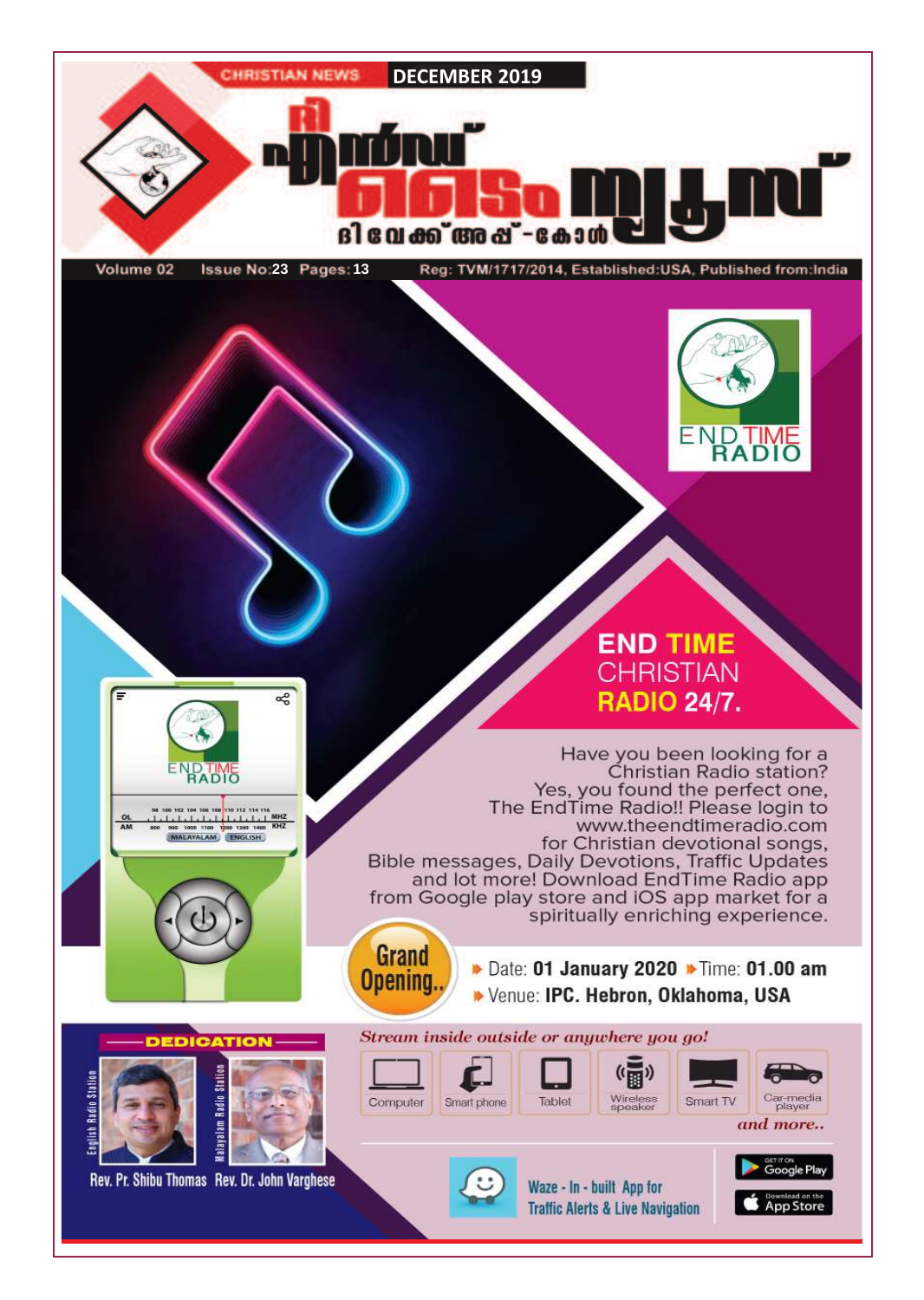CHRISTIAN NEWS | DECEMBER 2019

# ദി എൻഡ് ടൈം ന്യൂസ്

ദി വേക്ക് അപ്പ് - കോൾ

Volume 02 Issue No:23 Pages:13 Reg: TVM/1717/2014, Established:USA, Published from:India

END TIME RADIO

## END TIME CHRISTIAN RADIO 24/7.

Have you been looking for a Christian Radio station? Yes, you found the perfect one, The EndTime Radio!! Please login to www.theendtimeradio.com for Christian devotional songs, Bible messages, Daily Devotions, Traffic Updates and lot more! Download EndTime Radio app from Google play store and iOS app market for a spiritually enriching experience.

**Grand Opening..**

- Date: **01 January 2020**
- Time: **01.00 am**
- Venue: **IPC. Hebron, Oklahoma, USA**

### DEDICATION

English Radio Station — Rev. Pr. Shibu Thomas

Malayalam Radio Station — Rev. Dr. John Varghese

*Stream inside outside or anywhere you go!*

Computer | Smart phone | Tablet | Wireless speaker | Smart TV | Car-media player

*and more..*

Waze - In - built App for Traffic Alerts & Live Navigation

GET IT ON Google Play

Download on the App Store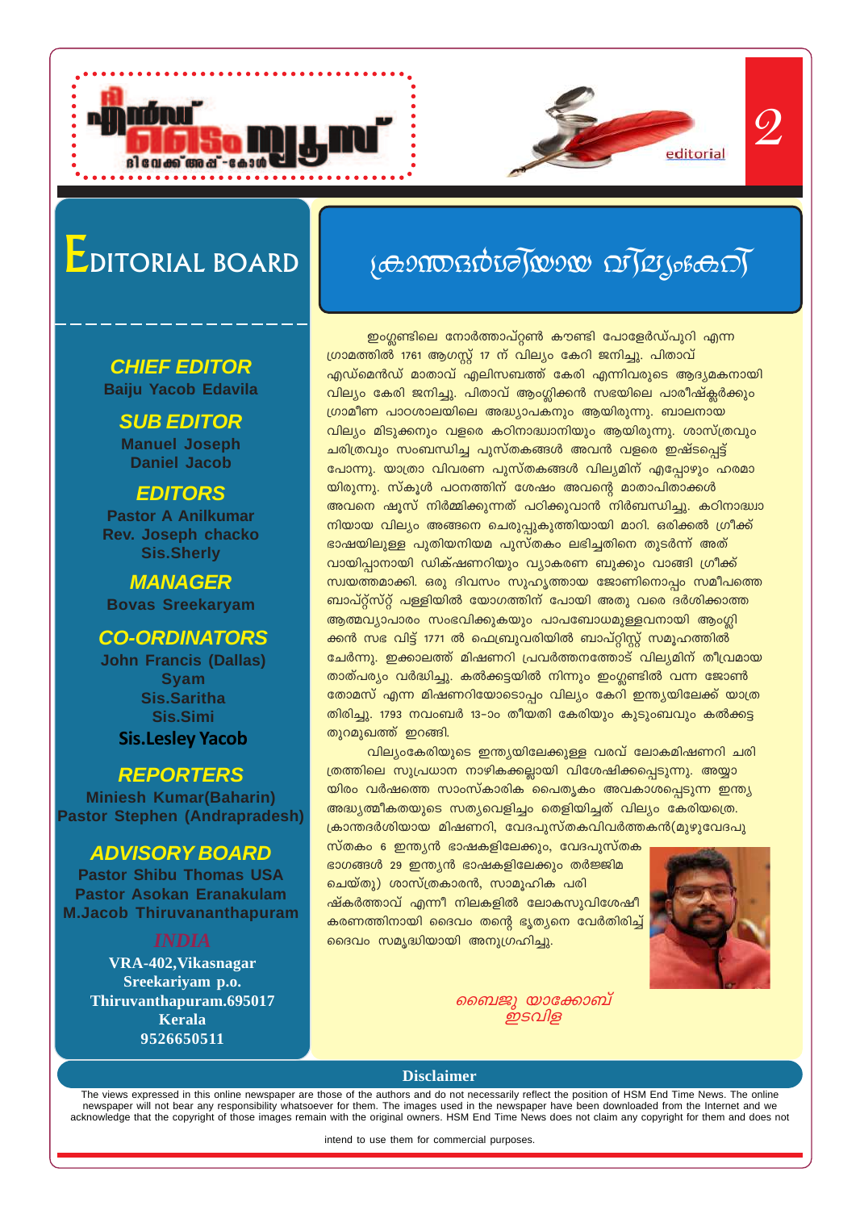# EDITORIAL BOARD

**CHIEF EDITOR**
Baiju Yacob Edavila

**SUB EDITOR**
Manuel Joseph
Daniel Jacob

**EDITORS**
Pastor A Anilkumar
Rev. Joseph chacko
Sis.Sherly

**MANAGER**
Bovas Sreekaryam

**CO-ORDINATORS**
John Francis (Dallas)
Syam
Sis.Saritha
Sis.Simi
Sis.Lesley Yacob

**REPORTERS**
Miniesh Kumar(Baharin)
Pastor Stephen (Andrapradesh)

**ADVISORY BOARD**
Pastor Shibu Thomas USA
Pastor Asokan Eranakulam
M.Jacob Thiruvananthapuram

**INDIA**
VRA-402,Vikasnagar
Sreekariyam p.o.
Thiruvanthapuram.695017
Kerala
9526650511

editorial

# ക്രാന്തദർശിയായ വില്യംകേറി

ഇംഗ്ലണ്ടിലെ നോർത്താംപ്റ്റൺ കൗണ്ടി പോളേർഡ്പുറി എന്ന ഗ്രാമത്തിൽ 1761 ആഗസ്റ്റ് 17 ന് വില്യം കേറി ജനിച്ചു. പിതാവ് എഡ്മെൻഡ് മാതാവ് എലിസബത്ത് കേരി എന്നിവരുടെ ആദ്യമകനായി വില്യം കേരി ജനിച്ചു. പിതാവ് ആംഗ്ലിക്കൻ സഭയിലെ പാരീഷ്ക്ലർക്കും ഗ്രാമീണ പാഠശാലയിലെ അദ്ധ്യാപകനും ആയിരുന്നു. ബാലനായ വില്യം മിടുക്കനും വളരെ കഠിനാദ്ധ്വാനിയും ആയിരുന്നു. ശാസ്ത്രവും ചരിത്രവും സംബന്ധിച്ച പുസ്തകങ്ങൾ അവൻ വളരെ ഇഷ്ടപ്പെട്ട് പോന്നു. യാത്രാ വിവരണ പുസ്തകങ്ങൾ വില്യമിന് എപ്പോഴും ഹരമാ യിരുന്നു. സ്കൂൾ പഠനത്തിന് ശേഷം അവന്റെ മാതാപിതാക്കൾ അവനെ ഷൂസ് നിർമ്മിക്കുന്നത് പഠിക്കുവാൻ നിർബന്ധിച്ചു. കഠിനാദ്ധ്വാ നിയായ വില്യം അങ്ങനെ ചെരുപ്പുകുത്തിയായി മാറി. ഒരിക്കൽ ഗ്രീക്ക് ഭാഷയിലുള്ള പുതിയനിയമ പുസ്തകം ലഭിച്ചതിനെ തുടർന്ന് അത് വായിപ്പാനായി ഡിക്ഷണറിയും വ്യാകരണ ബുക്കും വാങ്ങി ഗ്രീക്ക് സ്വയത്തമാക്കി. ഒരു ദിവസം സുഹൃത്തായ ജോണിനൊപ്പം സമീപത്തെ ബാപ്റ്റിസ്റ്റ് പള്ളിയിൽ യോഗത്തിന് പോയി അതു വരെ ദർശിക്കാത്ത ആത്മവ്യാപാരം സംഭവിക്കുകയും പാപബോധമുള്ളവനായി ആംഗ്ലി ക്കൻ സഭ വിട്ട് 1771 ൽ ഫെബ്രുവരിയിൽ ബാപ്റ്റിസ്റ്റ് സമൂഹത്തിൽ ചേർന്നു. ഇക്കാലത്ത് മിഷണറി പ്രവർത്തനത്തോട് വില്യമിന് തീവ്രമായ താത്പര്യം വർദ്ധിച്ചു. കൽക്കട്ടയിൽ നിന്നും ഇംഗ്ലണ്ടിൽ വന്ന ജോൺ തോമസ് എന്ന മിഷണറിയോടൊപ്പം വില്യം കേറി ഇന്ത്യയിലേക്ക് യാത്ര തിരിച്ചു. 1793 നവംബർ 13-ാം തീയതി കേരിയും കുടുംബവും കൽക്കട്ട തുറമുഖത്ത് ഇറങ്ങി.

വില്യംകേരിയുടെ ഇന്ത്യയിലേക്കുള്ള വരവ് ലോകമിഷണറി ചരി ത്രത്തിലെ സുപ്രധാന നാഴികക്കല്ലായി വിശേഷിക്കപ്പെടുന്നു. അയ്യാ യിരം വർഷത്തെ സാംസ്കാരിക പൈതൃകം അവകാശപ്പെടുന്ന ഇന്ത്യ അദ്ധ്യാത്മീകതയുടെ സത്യവെളിച്ചം തെളിയിച്ചത് വില്യം കേരിയത്രെ. ക്രാന്തദർശിയായ മിഷണറി, വേദപുസ്തകവിവർത്തകൻ(മുഴുവേദപു സ്തകം 6 ഇന്ത്യൻ ഭാഷകളിലേക്കും, വേദപുസ്തക ഭാഗങ്ങൾ 29 ഇന്ത്യൻ ഭാഷകളിലേക്കും തർജ്ജിമ ചെയ്തു) ശാസ്ത്രകാരൻ, സാമൂഹിക പരി ഷ്കർത്താവ് എന്നീ നിലകളിൽ ലോകസുവിശേഷീ കരണത്തിനായി ദൈവം തന്റെ ഭൃത്യനെ വേർതിരിച്ച് ദൈവം സമൃദ്ധിയായി അനുഗ്രഹിച്ചു.

*ബൈജു യാക്കോബ്*
*ഇടവിള*

**Disclaimer**

The views expressed in this online newspaper are those of the authors and do not necessarily reflect the position of HSM End Time News. The online newspaper will not bear any responsibility whatsoever for them. The images used in the newspaper have been downloaded from the Internet and we acknowledge that the copyright of those images remain with the original owners. HSM End Time News does not claim any copyright for them and does not intend to use them for commercial purposes.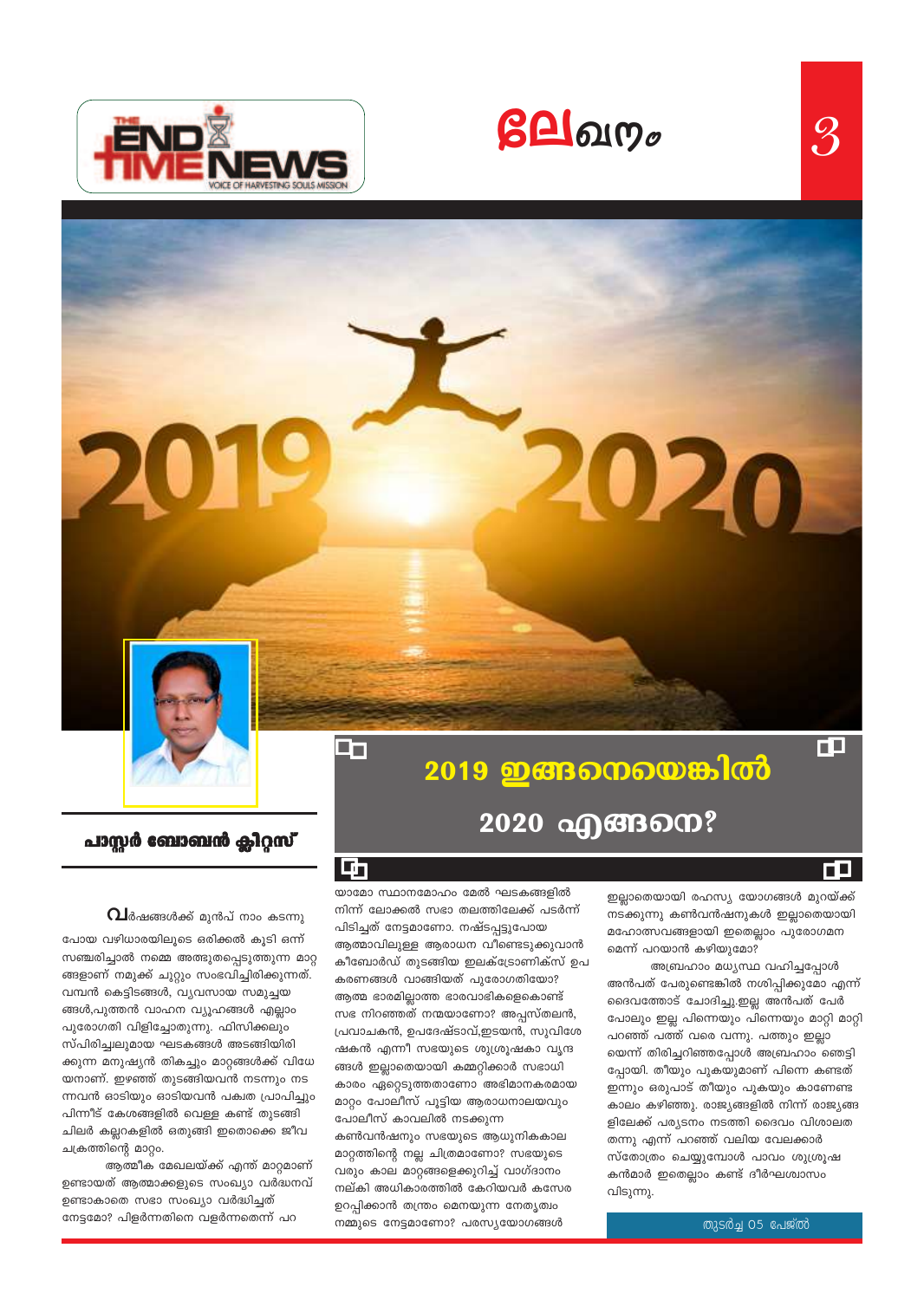# ലേഖനം

## 2019 ഇങ്ങനെയെങ്കിൽ 2020 എങ്ങനെ?

### പാസ്റ്റർ ബോബൻ ക്ലീറ്റസ്

വർഷങ്ങൾക്ക് മുൻപ് നാം കടന്നു പോയ വഴിത്താരയിലൂടെ ഒരിക്കൽ കൂടി ഒന്ന് സഞ്ചരിച്ചാൽ നമ്മെ അത്ഭുതപ്പെടുത്തുന്ന മാറ്റങ്ങളാണ് നമുക്ക് ചുറ്റും സംഭവിച്ചിരിക്കുന്നത്. വമ്പൻ കെട്ടിടങ്ങൾ, വ്യവസായ സമുച്ചയങ്ങൾ,പുത്തൻ വാഹന വ്യൂഹങ്ങൾ എല്ലാം പുരോഗതി വിളിച്ചോതുന്നു. ഫിസിക്കലും സ്പിരിച്ചലുമായ ഘടകങ്ങൾ അടങ്ങിയിരിക്കുന്ന മനുഷ്യൻ തികച്ചും മാറ്റങ്ങൾക്ക് വിധേയനാണ്. ഇഴഞ്ഞ് തുടങ്ങിയവൻ നടന്നും നടന്നവൻ ഓടിയും ഓടിയവൻ പക്വത പ്രാപിച്ചും പിന്നീട് കേശങ്ങളിൽ വെള്ള കണ്ട് തുടങ്ങി ചിലർ കല്ലറകളിൽ ഒതുങ്ങി ഇതൊക്കെ ജീവചക്രത്തിന്റെ മാറ്റം.

ആത്മീക മേഖലയ്ക്ക് എന്ത് മാറ്റമാണ് ഉണ്ടായത് ആത്മാക്കളുടെ സംഖ്യാ വർദ്ധനവ് ഉണ്ടാകാതെ സഭാ സംഖ്യാ വർദ്ധിച്ചത് നേട്ടമോ? പിളർന്നതിനെ വളർന്നതെന്ന് പറയാമോ സ്ഥാനമോഹം മേൽ ഘടകങ്ങളിൽ നിന്ന് ലോക്കൽ സഭാ തലത്തിലേക്ക് പടർന്ന് പിടിച്ചത് നേട്ടമാണോ. നഷ്ടപ്പെട്ടുപോയ ആത്മാവിലുള്ള ആരാധന വീണ്ടെടുക്കുവാൻ കീബോർഡ് തുടങ്ങിയ ഇലക്ട്രോണിക്സ് ഉപകരണങ്ങൾ വാങ്ങിയത് പുരോഗതിയോ? ആത്മ ഭാരമില്ലാത്ത ഭാരവാഹികളെകൊണ്ട് സഭ നിറഞ്ഞത് നന്മയാണോ? അപ്പസ്തലൻ, പ്രവാചകൻ, ഉപദേഷ്ടാവ്,ഇടയൻ, സുവിശേഷകൻ എന്നീ സഭയുടെ ശുശ്രൂഷകാ വൃന്ദങ്ങൾ ഇല്ലാതെയായി കമ്മറ്റിക്കാർ സഭാധികാരം ഏറ്റെടുത്തതാണോ അഭിമാനകരമായ മാറ്റം പോലീസ് പൂട്ടിയ ആരാധനാലയവും പോലീസ് കാവലിൽ നടക്കുന്ന കൺവൻഷനും സഭയുടെ ആധുനികകാല മാറ്റത്തിന്റെ നല്ല ചിത്രമാണോ? സഭയുടെ വരും കാല മാറ്റങ്ങളെക്കുറിച്ച് വാഗ്ദാനം നല്കി അധികാരത്തിൽ കേറിയവർ കസേര ഉറപ്പിക്കാൻ തന്ത്രം മെനയുന്ന നേതൃത്വം നമ്മുടെ നേട്ടമാണോ? പരസ്യയോഗങ്ങൾ ഇല്ലാതെയായി രഹസ്യ യോഗങ്ങൾ മുറയ്ക്ക് നടക്കുന്നു കൺവൻഷനുകൾ ഇല്ലാതെയായി മഹോത്സവങ്ങളായി ഇതെല്ലാം പുരോഗമനമെന്ന് പറയാൻ കഴിയുമോ?

അബ്രഹാം മധ്യസ്ഥ വഹിച്ചപ്പോൾ അൻപത് പേരുണ്ടെങ്കിൽ നശിപ്പിക്കുമോ എന്ന് ദൈവത്തോട് ചോദിച്ചു.ഇല്ല അൻപത് പേർ പോലും ഇല്ല പിന്നെയും പിന്നെയും മാറ്റി മാറ്റി പറഞ്ഞ് പത്ത് വരെ വന്നു. പത്തും ഇല്ലായെന്ന് തിരിച്ചറിഞ്ഞപ്പോൾ അബ്രഹാം ഞെട്ടിപ്പോയി. തീയും പുകയുമാണ് പിന്നെ കണ്ടത് ഇന്നും ഒരുപാട് തീയും പുകയും കാണേണ്ട കാലം കഴിഞ്ഞു. രാജ്യങ്ങളിൽ നിന്ന് രാജ്യങ്ങളിലേക്ക് പര്യടനം നടത്തി ദൈവം വിശാലത തന്നു എന്ന് പറഞ്ഞ് വലിയ വേലക്കാർ സ്തോത്രം ചെയ്യുമ്പോൾ പാവം ശുശ്രൂഷകൻമാർ ഇതെല്ലാം കണ്ട് ദീർഘശ്വാസം വിടുന്നു.

തുടർച്ച 05 പേജിൽ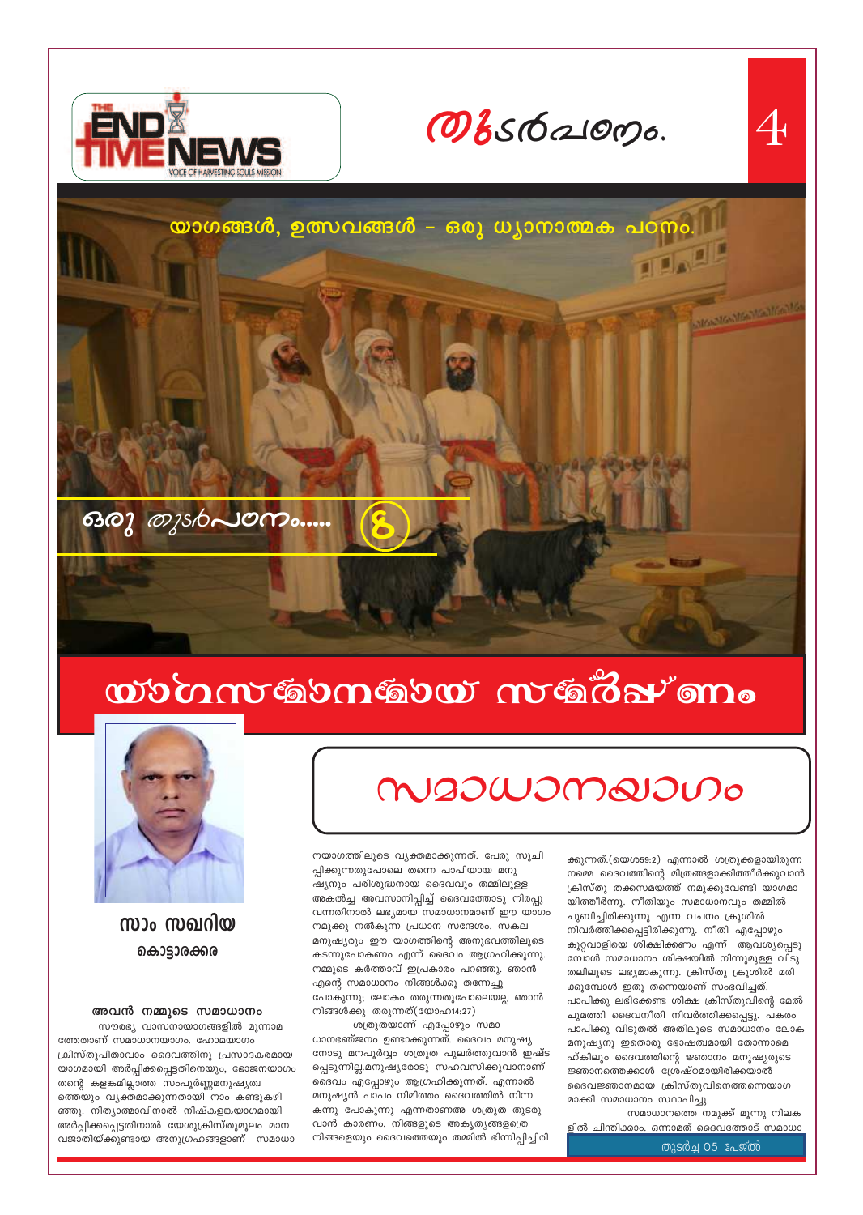# തുടർപഠനം.

## യാഗങ്ങൾ, ഉത്സവങ്ങൾ - ഒരു ധ്യാനാത്മക പഠനം.

ഒരു തുടർപഠനം..... 6

# യാഗസമാനമായ സമർപ്പണം

# സമാധാനയാഗം

**സാം സഖറിയ**
**കൊട്ടാരക്കര**

### അവൻ നമ്മുടെ സമാധാനം

സൗരഭ്യ വാസനായാഗങ്ങളിൽ മൂന്നാമത്തേതാണ് സമാധാനയാഗം. ഹോമയാഗം ക്രിസ്തുപിതാവാം ദൈവത്തിനു പ്രസാദകരമായ യാഗമായി അർപ്പിക്കപ്പെട്ടതിനെയും, ഭോജനയാഗം തന്റെ കളങ്കമില്ലാത്ത സംപൂർണ്ണമനുഷ്യത്വത്തെയും വ്യക്തമാക്കുന്നതായി നാം കണ്ടുകഴിഞ്ഞു. നിത്യാത്മാവിനാൽ നിഷ്കളങ്കയാഗമായി അർപ്പിക്കപ്പെട്ടതിനാൽ യേശുക്രിസ്തുമൂലം മാനവജാതിയ്ക്കുണ്ടായ അനുഗ്രഹങ്ങളാണ് സമാധാനയാഗത്തിലൂടെ വ്യക്തമാക്കുന്നത്. പേരു സൂചിപ്പിക്കുന്നതുപോലെ തന്നെ പാപിയായ മനുഷ്യനും പരിശുദ്ധനായ ദൈവവും തമ്മിലുള്ള അകൽച്ച അവസാനിപ്പിച്ച് ദൈവത്തോടു നിരപ്പുവന്നതിനാൽ ലഭ്യമായ സമാധാനമാണ് ഈ യാഗം നമുക്കു നൽകുന്ന പ്രധാന സന്ദേശം. സകല മനുഷ്യരും ഈ യാഗത്തിന്റെ അനുഭവത്തിലൂടെ കടന്നുപോകണം എന്ന് ദൈവം ആഗ്രഹിക്കുന്നു. നമ്മുടെ കർത്താവ് ഇപ്രകാരം പറഞ്ഞു. ഞാൻ എന്റെ സമാധാനം നിങ്ങൾക്കു തന്നേച്ചു പോകുന്നു; ലോകം തരുന്നതുപോലെയല്ല ഞാൻ നിങ്ങൾക്കു തരുന്നത്(യോഹ14:27)

ശത്രുതയാണ് എപ്പോഴും സമാധാനഭഞ്ജനം ഉണ്ടാക്കുന്നത്. ദൈവം മനുഷ്യനോടു മനപൂർവ്വം ശത്രുത പുലർത്തുവാൻ ഇഷ്ടപ്പെടുന്നില്ല.മനുഷ്യരോടു സഹവസിക്കുവാനാണ് ദൈവം എപ്പോഴും ആഗ്രഹിക്കുന്നത്. എന്നാൽ മനുഷ്യൻ പാപം നിമിത്തം ദൈവത്തിൽ നിന്ന കന്നു പോകുന്നു എന്നതാണ്അ ശത്രുത തുടരുവാൻ കാരണം. നിങ്ങളുടെ അകൃത്യങ്ങളത്രെ നിങ്ങളെയും ദൈവത്തെയും തമ്മിൽ ഭിന്നിപ്പിച്ചിരിക്കുന്നത്.(യെശ59:2) എന്നാൽ ശത്രുക്കളായിരുന്ന നമ്മെ ദൈവത്തിന്റെ മിത്രങ്ങളാക്കിത്തീർക്കുവാൻ ക്രിസ്തു തക്കസമയത്ത് നമുക്കുവേണ്ടി യാഗമായിത്തീർന്നു. നീതിയും സമാധാനവും തമ്മിൽ ചുബിച്ചിരിക്കുന്നു എന്ന വചനം ക്രൂശിൽ നിവർത്തിക്കപ്പെട്ടിരിക്കുന്നു. നീതി എപ്പോഴും കുറ്റവാളിയെ ശിക്ഷിക്കണം എന്ന് ആവശ്യപ്പെടുമ്പോൾ സമാധാനം ശിക്ഷയിൽ നിന്നുമുള്ള വിടുതലിലൂടെ ലഭ്യമാകുന്നു. ക്രിസ്തു ക്രൂശിൽ മരിക്കുമ്പോൾ ഇതു തന്നെയാണ് സംഭവിച്ചത്. പാപിക്കു ലഭിക്കേണ്ട ശിക്ഷ ക്രിസ്തുവിന്റെ മേൽ ചുമത്തി ദൈവനീതി നിവർത്തിക്കപ്പെട്ടു. പകരം പാപിക്കു വിടുതൽ അതിലൂടെ സമാധാനം ലോക മനുഷ്യനു ഇതൊരു ഭോഷത്വമായി തോന്നാമെ ഹ്കിലും ദൈവത്തിന്റെ ജ്ഞാനം മനുഷ്യരുടെ ജ്ഞാനത്തെക്കാൾ ശ്രേഷ്ഠമായിരിക്കയാൽ ദൈവജ്ഞാനമായ ക്രിസ്തുവിനെത്തന്നെയാഗമാക്കി സമാധാനം സ്ഥാപിച്ചു.

സമാധാനത്തെ നമുക്ക് മൂന്നു നിലകളിൽ ചിന്തിക്കാം. ഒന്നാമത് ദൈവത്തോട് സമാധാ

തുടർച്ച 05 പേജിൽ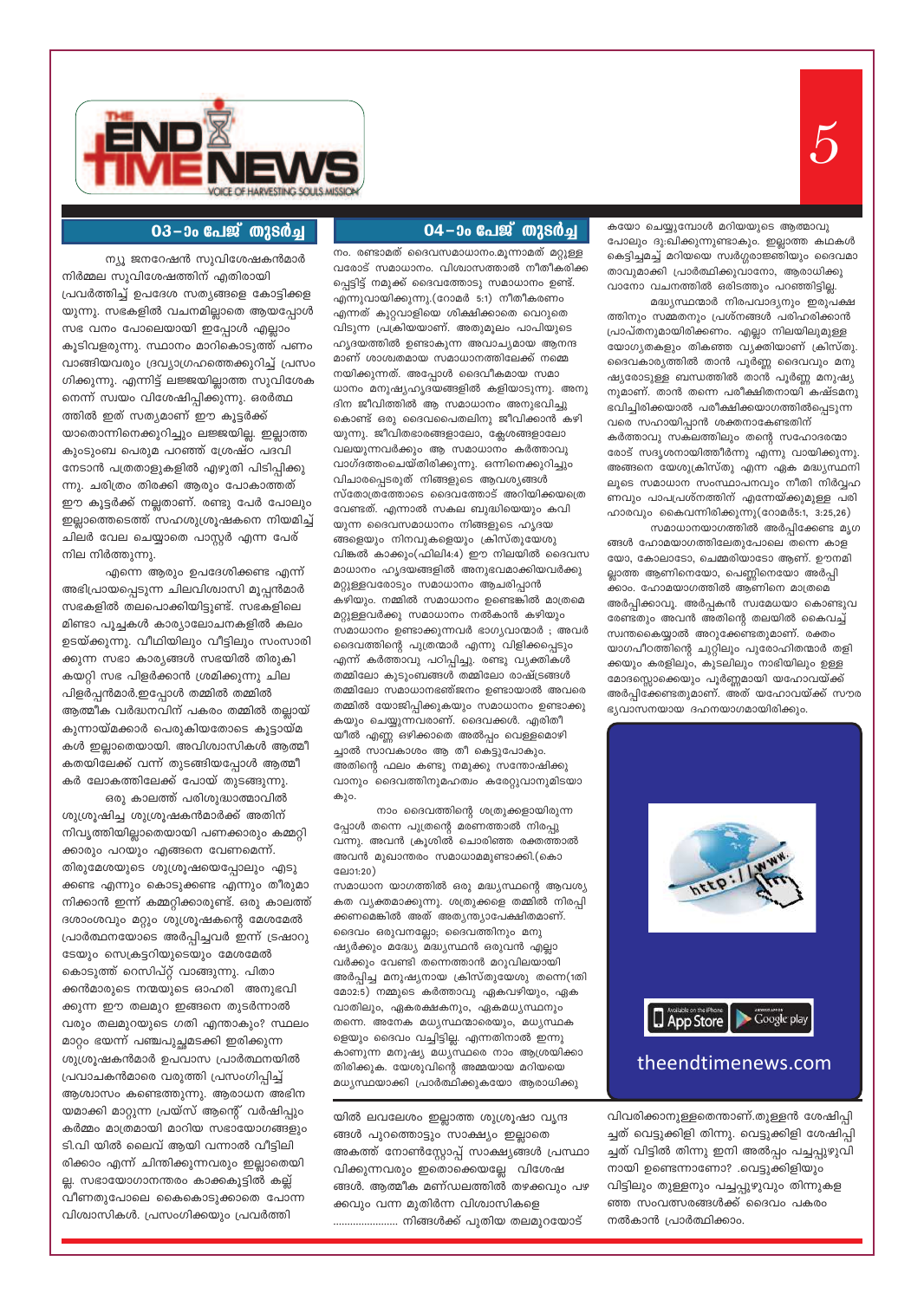## 03-ാം പേജ് തുടർച്ച

ന്യൂ ജനറേഷൻ സുവിശേഷകൻമാർ നിർമ്മല സുവിശേഷത്തിന് എതിരായി പ്രവർത്തിച്ച് ഉപദേശ സത്യങ്ങളെ കോട്ടിക്കളയുന്നു. സഭകളിൽ വചനമില്ലാതെ ആയപ്പോൾ സഭ വനം പോലെയായി ഇപ്പോൾ എല്ലാം കുടിവളരുന്നു. സ്ഥാനം മാറികൊടുത്ത് പണം വാങ്ങിയവരും ദ്രവ്യാഗ്രഹത്തെക്കുറിച്ച് പ്രസംഗിക്കുന്നു. എന്നിട്ട് ലജ്ജയില്ലാതെ സുവിശേകനെന്ന് സ്വയം വിശേഷിപ്പിക്കുന്നു. ഒരർത്ഥത്തിൽ ഇത് സത്യമാണ് ഈ കൂട്ടർക്ക് യാതൊന്നിനെക്കുറിച്ചും ലജ്ജയില്ല. ഇല്ലാത്ത കുംടുംബ പെരുമ പറഞ്ഞ് ശ്രേഷ്ഠ പദവി നേടാൻ പത്രതാളുകളിൽ എഴുതി പിടിപ്പിക്കുന്നു. ചരിത്രം തിരക്കി ആരും പോകാത്തത് ഈ കൂട്ടർക്ക് നല്ലതാണ്. രണ്ടു പേർ പോലും ഇല്ലാത്തെടത്ത് സഹശുശ്രൂഷകനെ നിയമിച്ച് ചിലർ വേല ചെയ്യാതെ പാസ്റ്റർ എന്ന പേര് നില നിർത്തുന്നു.

എന്നെ ആരും ഉപദേശിക്കണ്ട എന്ന് അഭിപ്രായപ്പെടുന്ന ചിലവിശ്വാസി മൂപ്പൻമാർ സഭകളിൽ തലപൊക്കിയിട്ടുണ്ട്. സഭകളിലെ മിണ്ടാ പൂച്ചകൾ കാര്യാലോചനകളിൽ കലം ഉടയ്ക്കുന്നു. വീഥിയിലും വീട്ടിലും സംസാരിക്കുന്ന സഭാ കാര്യങ്ങൾ സഭയിൽ തിരുകി കയറ്റി സഭ പിളർക്കാൻ ശ്രമിക്കുന്നു ചില പിളർപ്പൻമാർ.ഇപ്പോൾ തമ്മിൽ തമ്മിൽ ആത്മീക വർദ്ധനവിന് പകരം തമ്മിൽ തല്ലായ് കുന്നായ്മക്കാർ പെരുകിയതോടെ കൂട്ടായ്മകൾ ഇല്ലാതെയായി. അവിശ്വാസികൾ ആത്മീകതയിലേക്ക് വന്ന് തുടങ്ങിയപ്പോൾ ആത്മീകർ ലോകത്തിലേക്ക് പോയ് തുടങ്ങുന്നു.

ഒരു കാലത്ത് പരിശുദ്ധാത്മാവിൽ ശുശ്രൂഷിച്ച ശുശ്രൂഷകൻമാർക്ക് അതിന് നിവൃത്തിയില്ലാതെയായി പണക്കാരും കമ്മറ്റിക്കാരും പറയും എങ്ങനെ വേണമെന്ന്. തിരുമേശയുടെ ശുശ്രൂഷയെപ്പോലും എടുക്കണ്ട എന്നും കൊടുക്കണ്ട എന്നും തീരുമാനിക്കാൻ ഇന്ന് കമ്മറ്റിക്കാരുണ്ട്. ഒരു കാലത്ത് ദശാംശവും മറ്റും ശുശ്രൂഷകന്റെ മേശമേൽ പ്രാർത്ഥനയോടെ അർപ്പിച്ചവർ ഇന്ന് ട്രഷാറുടേയും സെക്രട്ടറിയുടെയും മേശമേൽ കൊടുത്ത് റെസിപ്റ്റ് വാങ്ങുന്നു. പിതാക്കൻമാരുടെ നന്മയുടെ ഓഹരി അനുഭവിക്കുന്ന ഈ തലമുറ ഇങ്ങനെ തുടർന്നാൽ വരും തലമുറയുടെ ഗതി എന്താകും? സ്ഥലം മാറ്റം ഭയന്ന് പഞ്ചപുച്ഛമടക്കി ഇരിക്കുന്ന ശുശ്രൂഷകൻമാർ ഉപവാസ പ്രാർത്ഥനയിൽ പ്രവാചകൻമാരെ വരുത്തി പ്രസംഗിപ്പിച്ച് ആശ്വാസം കണ്ടെത്തുന്നു. ആരാധന അഭിനയമാക്കി മാറ്റുന്ന പ്രയ്സ് ആന്റ് വർഷിപ്പും കർമ്മം മാത്രമായി മാറിയ സഭായോഗങ്ങളും ടി.വി യിൽ ലൈവ് ആയി വന്നാൽ വീട്ടിലിരിക്കാം എന്ന് ചിന്തിക്കുന്നവരും ഇല്ലാതെയില്ല. സഭായോഗാനന്തരം കാക്കകൂട്ടിൽ കല്ല് വീണതുപോലെ കൈകൊടുക്കാതെ പോന്ന വിശ്വാസികൾ. പ്രസംഗിക്കയും പ്രവർത്തിയിൽ ലവലേശം ഇല്ലാത്ത ശുശ്രൂഷാ വൃന്ദങ്ങൾ പുറത്തൊട്ടും സാക്ഷ്യം ഇല്ലാതെ അകത്ത് നോൺസ്റ്റോപ്പ് സാക്ഷ്യങ്ങൾ പ്രസ്ഥാവിക്കുന്നവരും ഇതൊക്കെയല്ലേ വിശേഷങ്ങൾ. ആത്മീക മണ്ഡലത്തിൽ തഴക്കവും പഴക്കവും വന്ന മുതിർന്ന വിശ്വാസികളെ ....................... നിങ്ങൾക്ക് പുതിയ തലമുറയോട് വിവരിക്കാനുള്ളതെന്താണ്.തുളളൻ ശേഷിപ്പിച്ചത് വെട്ടുക്കിളി തിന്നു. വെട്ടുക്കിളി ശേഷിപ്പിച്ചത് വിട്ടിൽ തിന്നു ഇനി അൽപ്പം പച്ചപ്പുഴുവിനായി ഉണ്ടെന്നാണോ? .വെട്ടുക്കിളിയും വിട്ടിലും തുള്ളനും പച്ചപ്പുഴുവും തിന്നുകളഞ്ഞ സംവത്സരങ്ങൾക്ക് ദൈവം പകരം നൽകാൻ പ്രാർത്ഥിക്കാം.

## 04-ാം പേജ് തുടർച്ച

നം. രണ്ടാമത് ദൈവസമാധാനം.മൂന്നാമത് മറ്റുള്ളവരോട് സമാധാനം. വിശ്വാസത്താൽ നീതീകരിക്കപ്പെട്ടിട്ട് നമുക്ക് ദൈവത്തോടു സമാധാനം ഉണ്ട്. എന്നുവായിക്കുന്നു.(റോമർ 5:1) നീതീകരണം എന്നത് കുറ്റവാളിയെ ശിക്ഷിക്കാതെ വെറുതെ വിടുന്ന പ്രക്രിയയാണ്. അതുമൂലം പാപിയുടെ ഹൃദയത്തിൽ ഉണ്ടാകുന്ന അവാച്യമായ ആനന്ദമാണ് ശാശ്വതമായ സമാധാനത്തിലേക്ക് നമ്മെ നയിക്കുന്നത്. അപ്പോൾ ദൈവീകമായ സമാധാനം മനുഷ്യഹൃദയങ്ങളിൽ കളിയാടുന്നു. അനുദിന ജീവിത്തിൽ ആ സമാധാനം അനുഭവിച്ചുകൊണ്ട് ഒരു ദൈവപൈതലിനു ജീവിക്കാൻ കഴിയുന്നു. ജീവിതഭാരങ്ങളാലോ, ക്ലേശങ്ങളാലോ വലയുന്നവർക്കും ആ സമാധാനം കർത്താവു വാഗ്ദത്തംചെയ്തിരിക്കുന്നു. ഒന്നിനെക്കുറിച്ചും വിചാരപ്പെടരുത് നിങ്ങളുടെ ആവശ്യങ്ങൾ സ്തോത്രത്തോടെ ദൈവത്തോട് അറിയിക്കയത്രെ വേണ്ടത്. എന്നാൽ സകല ബുദ്ധിയെയും കവിയുന്ന ദൈവസമാധാനം നിങ്ങളുടെ ഹൃദയങ്ങളെയും നിനവുകളെയും ക്രിസ്തുയേശുവിങ്കൽ കാക്കും(ഫിലി4:4) ഈ നിലയിൽ ദൈവസമാധാനം ഹൃദയങ്ങളിൽ അനുഭവമാക്കിയവർക്കു മറ്റുള്ളവരോടും സമാധാനം ആചരിപ്പാൻ കഴിയും. നമ്മിൽ സമാധാനം ഉണ്ടെങ്കിൽ മാത്രമെ മറ്റുള്ളവർക്കു സമാധാനം നൽകാൻ കഴിയു. സമാധാനം ഉണ്ടാക്കുന്നവർ ഭാഗ്യവാന്മാർ ; അവർ ദൈവത്തിന്റെ പുത്രന്മാർ എന്നു വിളിക്കപ്പെടും എന്ന് കർത്താവു പഠിപ്പിച്ചു. രണ്ടു വ്യക്തികൾ തമ്മിലോ കുടുംബങ്ങൾ തമ്മിലോ രാഷ്ട്രങ്ങൾ തമ്മിലോ സമാധാനഭഞ്ജനം ഉണ്ടായാൽ അവരെ തമ്മിൽ യോജിപ്പിക്കുകയും സമാധാനം ഉണ്ടാക്കുകയും ചെയ്യുന്നവരാണ്. ദൈവക്കൾ. എരിതീയിൽ എണ്ണ ഒഴിക്കാതെ അൽപ്പം വെള്ളമൊഴിച്ചാൽ സാവകാശം ആ തീ കെട്ടുപോകും. അതിന്റെ ഫലം കണ്ടു നമുക്കു സന്തോഷിക്കുവാനും ദൈവത്തിനുമഹത്വം കരേറ്റുവാനുമിടയാകും.

നാം ദൈവത്തിന്റെ ശത്രുക്കളായിരുന്നപ്പോൾ തന്നെ പുത്രന്റെ മരണത്താൽ നിരപ്പു വന്നു. അവൻ ക്രൂശിൽ ചൊരിഞ്ഞ രക്തത്താൽ അവൻ മുഖാന്തരം സമാധാമമുണ്ടാക്കി.(കൊലോ1:20)

സമാധാന യാഗത്തിൽ ഒരു മദ്ധ്യസ്ഥന്റെ ആവശ്യകത വ്യക്തമാക്കുന്നു. ശത്രുക്കളെ തമ്മിൽ നിരപ്പിക്കണമെങ്കിൽ അത് അത്യന്താപേക്ഷിതമാണ്. ദൈവം ഒരുവനല്ലോ; ദൈവത്തിനും മനുഷ്യർക്കും മദ്ധ്യേ മദ്ധ്യസ്ഥൻ ഒരുവൻ എല്ലാവർക്കും വേണ്ടി തന്നെത്താൻ മറുവിലയായി അർപ്പിച്ച മനുഷ്യനായ ക്രിസ്തുയേശു തന്നെ(1തിമോ2:5) നമ്മുടെ കർത്താവു ഏകവഴിയും, ഏകവാതിലും, ഏകരക്ഷകനും, ഏകമദ്ധ്യസ്ഥനും തന്നെ. അനേക മദ്ധ്യസ്ഥന്മാരെയും, മധ്യസ്ഥകളെയും ദൈവം വച്ചിട്ടില്ല. എന്നതിനാൽ ഇന്നു കാണുന്ന മനുഷ്യ മധ്യസ്ഥരെ നാം ആശ്രയിക്കാതിരിക്കുക. യേശുവിന്റെ അമ്മയായ മറിയയെ മദ്ധ്യസ്ഥയാക്കി പ്രാർത്ഥിക്കുകയോ ആരാധിക്കുകയോ ചെയ്യുമ്പോൾ മറിയയുടെ ആത്മാവു പോലും ദു:ഖിക്കുന്നുണ്ടാകും. ഇല്ലാത്ത കഥകൾ കെട്ടിച്ചമച്ച് മറിയയെ സ്വർഗ്ഗരാജ്ഞിയും ദൈവമാതാവുമാക്കി പ്രാർത്ഥിക്കുവാനോ, ആരാധിക്കുവാനോ വചനത്തിൽ ഒരിടത്തും പറഞ്ഞിട്ടില്ല.

മദ്ധ്യസ്ഥന്മാർ നിരപവാദ്യനും ഇരുപക്ഷത്തിനും സമ്മതനും പ്രശ്നങ്ങൾ പരിഹരിക്കാൻ പ്രാപ്തനുമായിരിക്കണം. എല്ലാ നിലയിലുമുള്ള യോഗ്യതകളും തികഞ്ഞ വ്യക്തിയാണ് ക്രിസ്തു. ദൈവകാര്യത്തിൽ താൻ പൂർണ്ണ ദൈവവും മനുഷ്യരോടുള്ള ബന്ധത്തിൽ താൻ പൂർണ്ണ മനുഷ്യനുമാണ്. താൻ തന്നെ പരീക്ഷിതനായി കഷ്ടമനുഭവിച്ചിരിക്കയാൽ പരീക്ഷിക്കയാഗത്തിൽപ്പെടുന്നവരെ സഹായിപ്പാൻ ശക്തനാകേണ്ടതിന് കർത്താവു സകലത്തിലും തന്റെ സഹോദരന്മാരോട് സദൃശനായിത്തീർന്നു എന്നു വായിക്കുന്നു. അങ്ങനെ യേശുക്രിസ്തു എന്ന ഏക മദ്ധ്യസ്ഥനിലൂടെ സമാധാന സംസ്ഥാപനവും നീതി നിർവ്വഹണവും പാപപ്രശ്നത്തിന് എന്നേയ്ക്കുമുള്ള പരിഹാരവും കൈവന്നിരിക്കുന്നു(റോമർ5:1, 3:25,26)

സമാധാനയാഗത്തിൽ അർപ്പിക്കേണ്ട മൃഗങ്ങൾ ഹോമയാഗത്തിലേതുപോലെ തന്നെ കാളയോ, കോലാടോ, ചെമ്മരിയാടോ ആണ്. ഊനമില്ലാത്ത ആണിനെയോ, പെണ്ണിനെയോ അർപ്പിക്കാം. ഹോമയാഗത്തിൽ ആണിനെ മാത്രമെ അർപ്പിക്കാവു. അർപ്പകൻ സ്വമേധയാ കൊണ്ടുവരേണ്ടതും അവൻ അതിന്റെ തലയിൽ കൈവച്ച് സ്വന്തകൈയ്യാൽ അറുക്കേണ്ടതുമാണ്. രക്തം യാഗപീഠത്തിന്റെ ചുറ്റിലും പുരോഹിതന്മാർ തളിക്കയും കരളിലും, കുടലിലും നാഭിയിലും ഉള്ള മോദസ്സൊക്കെയും പൂർണ്ണമായി യഹോവയ്ക്ക് അർപ്പിക്കേണ്ടതുമാണ്. അത് യഹോവയ്ക്ക് സൗരഭ്യവാസനയായ ദഹനയാഗമായിരിക്കും.

theendtimenews.com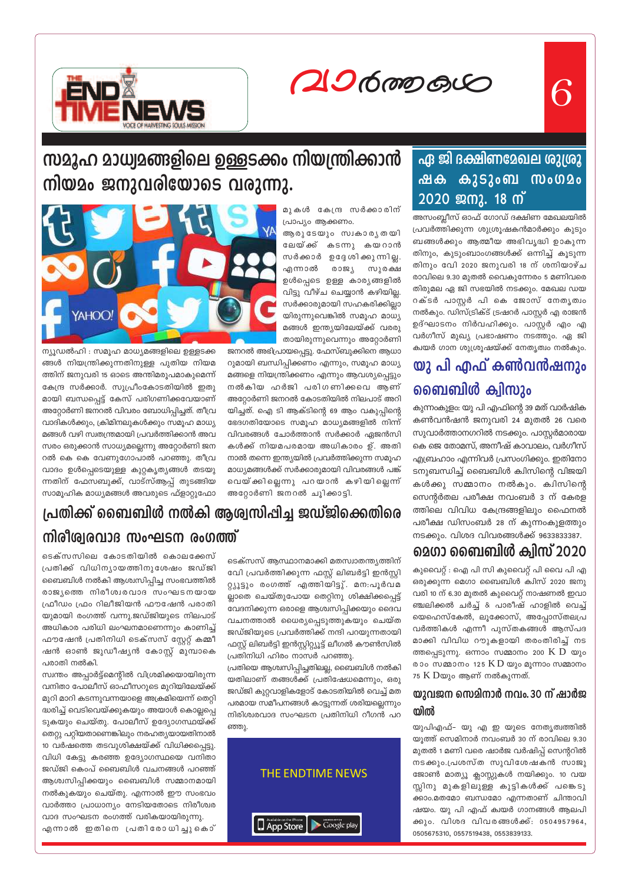# സമൂഹ മാധ്യമങ്ങളിലെ ഉള്ളടക്കം നിയന്ത്രിക്കാൻ നിയമം ജനുവരിയോടെ വരുന്നു.

ന്യൂഡൽഹി : സമൂഹ മാധ്യമങ്ങളിലെ ഉള്ളടക്കങ്ങൾ നിയന്ത്രിക്കുന്നതിനുള്ള പുതിയ നിയമത്തിന് ജനുവരി 15 ഓടെ അന്തിമരൂപമാകുമെന്ന് കേന്ദ്ര സർക്കാർ. സുപ്രീംകോടതിയിൽ ഇതുമായി ബന്ധപ്പെട്ട് കേസ് പരിഗണിക്കവേയാണ് അറ്റോർണി ജനറൽ വിവരം ബോധിപ്പിച്ചത്. തീവ്രവാദികൾക്കും, ക്രിമിനലുകൾക്കും സമൂഹ മാധ്യമങ്ങൾ വഴി സ്വതന്ത്രമായി പ്രവർത്തിക്കാൻ അവസരം ഒരുക്കാൻ സാധ്യമല്ലെന്നു അറ്റോർണി ജനറൽ കെ കെ വേണുഗോപാൽ പറഞ്ഞു. തീവ്രവാദം ഉൾപ്പെടെയുള്ള കുറ്റകൃത്യങ്ങൾ തടയുന്നതിന് ഫേസ്ബുക്ക്, വാട്സ്ആപ്പ് തുടങ്ങിയ സാമൂഹിക മാധ്യമങ്ങൾ അവരുടെ പ്ളാറ്റ്ഫോമുകൾ കേന്ദ്ര സർക്കാരിന് പ്രാപ്യം ആക്കണം.

ആരുടേയും സ്വകാര്യതയിലേയ്ക്ക് കടന്നു കയറാൻ സർക്കാർ ഉദ്ദേശിക്കുന്നില്ല. എന്നാൽ രാജ്യ സുരക്ഷ ഉൾപ്പെടെ ഉള്ള കാര്യങ്ങളിൽ വിട്ടു വീഴ്ച ചെയ്യാൻ കഴിയില്ല. സർക്കാരുമായി സഹകരിക്കില്ലായിരുന്നുവെങ്കിൽ സമൂഹ മാധ്യമങ്ങൾ ഇന്ത്യയിലേയ്ക്ക് വരരുതായിരുന്നുവെന്നും അറ്റോർണി ജനറൽ അഭിപ്രായപ്പെട്ടു. ഫേസ്ബുക്കിനെ ആധാറുമായി ബന്ധിപ്പിക്കണം എന്നും, സമൂഹ മാധ്യമങ്ങളെ നിയന്ത്രിക്കണം എന്നും ആവശ്യപ്പെട്ടും നൽകിയ ഹർജി പരിഗണിക്കവെ ആണ് അറ്റോർണി ജനറൽ കോടതിയിൽ നിലപാട് അറിയിച്ചത്. ഐ ടി ആക്ടിന്റെ 69 ആം വകുപ്പിന്റെ ഭേദഗതിയോടെ സമൂഹ മാധ്യമങ്ങളിൽ നിന്ന് വിവരങ്ങൾ ചോർത്താൻ സർക്കാർ ഏജൻസികൾക്ക് നിയമപരമായ അധികാരം ഉ്. അതിനാൽ തന്നെ ഇന്ത്യയിൽ പ്രവർത്തിക്കുന്ന സമൂഹ മാധ്യമങ്ങൾക്ക് സർക്കാരുമായി വിവരങ്ങൾ പങ്ക് വെയ്ക്കില്ലെന്നു പറയാൻ കഴിയില്ലെന്ന് അറ്റോർണി ജനറൽ ചൂിക്കാട്ടി.

# പ്രതിക്ക് ബൈബിൾ നൽകി ആശ്വസിപ്പിച്ച ജഡ്ജിക്കെതിരെ നിരീശ്വരവാദ സംഘടന രംഗത്ത്

ടെക്സസിലെ കോടതിയിൽ കൊലക്കേസ് പ്രതിക്ക് വിധിന്യായത്തിനുശേഷം ജഡ്ജി ബൈബിൾ നൽകി ആശ്വസിപ്പിച്ച സംഭവത്തിൽ രാജ്യത്തെ നിരീശ്വരവാദ സംഘടനയായ ഫ്രീഡം ഫ്രം റിലീജിയൻ ഫൗഷേൻ പരാതിയുമായി രംഗത്ത് വന്നു.ജഡ്ജിയുടെ നിലപാട് അധികാര പരിധി ലംഘനമാണെന്നും കാണിച്ച് ഫൗഷേൻ പ്രതിനിധി ടെക്സസ് സ്റ്റേറ്റ് കമ്മീഷൻ ഓൺ ജുഡീഷ്യൻ കോസ്റ്റ് മുമ്പാകെ പരാതി നൽകി.

സ്വന്തം അപ്പാർട്ട്മെന്റിൽ വിശ്രമിക്കയായിരുന്ന വനിതാ പോലീസ് ഓഫീസറുടെ മുറിയിലേയ്ക്ക് മുറി മാറി കടന്നുവന്നയാളെ അക്രമിയെന്ന് തെറ്റിദ്ധരിച്ച് വെടിവെയ്ക്കുകയും അയാൾ കൊല്ലപ്പെടുകയും ചെയ്തു. പോലീസ് ഉദ്യോഗസ്ഥയ്ക്ക് തെറ്റു പറ്റിയതാണെങ്കിലും നരഹത്യയായതിനാൽ 10 വർഷത്തെ തടവുശിക്ഷയ്ക്ക് വിധിക്കപ്പെട്ടു. വിധി കേട്ടു കരഞ്ഞ ഉദ്യോഗസ്ഥയെ വനിതാ ജഡ്ജി കെംപ് ബൈബിൾ വചനങ്ങൾ പറഞ്ഞ് ആശ്വസിപ്പിക്കയും ബൈബിൾ സമ്മാനമായി നൽകുകയും ചെയ്തു. എന്നാൽ ഈ സംഭവം വാർത്താ പ്രാധാന്യം നേടിയതോടെ നിരീശ്വരവാദ സംഘടന രംഗത്ത് വരികയായിരുന്നു.

എന്നാൽ ഇതിനെ പ്രതിരോധിച്ചുകൊ് ടെക്സസ് ആസ്ഥാനമാക്കി മതസ്വാതന്ത്ര്യത്തിന് വേി പ്രവർത്തിക്കുന്ന ഫസ്റ്റ് ലിബർട്ടി ഇൻസ്റ്റിറ്റ്യൂട്ടും രംഗത്ത് എത്തിയിട്ടു്. മന:പൂർവമല്ലാതെ ചെയ്തുപോയ തെറ്റിനു ശിക്ഷിക്കപ്പെട്ട് വേദനിക്കുന്ന ഒരാളെ ആശ്വസിപ്പിക്കയും ദൈവവചനത്താൽ ധൈര്യപ്പെടുത്തുകയും ചെയ്ത ജഡ്ജിയുടെ പ്രവർത്തിക്ക് നന്ദി പറയുന്നതായി ഫസ്റ്റ് ലിബർട്ടി ഇൻസ്റ്റിറ്റ്യൂട്ട് ലീഗൽ കൗൺസിൽ പ്രതിനിധി ഹിരം നാസർ പറഞ്ഞു.

പ്രതിയെ ആശ്വസിപ്പിച്ചതിലല്ല, ബൈബിൾ നൽകിയതിലാണ് തങ്ങൾക്ക് പ്രതിഷേധമെന്നും, ഒരു ജഡ്ജി കുറ്റവാളികളോട് കോടതിയിൽ വെച്ച് മതപരമായ സമീപനങ്ങൾ കാട്ടുന്നത് ശരിയല്ലെന്നും നിരീശ്വരവാദ സംഘടന പ്രതിനിധി റീഗൻ പറഞ്ഞു.

THE ENDTIME NEWS

App Store | Google play

## ഏ ജി ദക്ഷിണമേഖല ശുശ്രൂഷക കുടുംബ സംഗമം 2020 ജനു. 18 ന്

അസംബ്ലീസ് ഓഫ് ഗോഡ് ദക്ഷിണ മേഖലയിൽ പ്രവർത്തിക്കുന്ന ശുശ്രൂഷകൻമാർക്കും കുടുംബങ്ങൾക്കും ആത്മീയ അഭിവൃദ്ധി ഉാകുന്നതിനും, കുടുംബാംഗങ്ങൾക്ക് ഒന്നിച്ച് കൂടുന്നതിനും വേി 2020 ജനുവരി 18 ന് ശനിയാഴ്ച രാവിലെ 9.30 മുതൽ വൈകുന്നേരം 5 മണിവരെ തിരുമല ഏ ജി സഭയിൽ നടക്കും. മേഖല ഡയറക്ടർ പാസ്റ്റർ പി കെ ജോസ് നേതൃത്വം നൽകും. ഡിസ്ട്രിക്ട് ട്രഷറർ പാസ്റ്റർ എ രാജൻ ഉദ്ഘാടനം നിർവഹിക്കും. പാസ്റ്റർ എം എ വർഗീസ് മുഖ്യ പ്രഭാഷണം നടത്തും. ഏ ജി ക്വയർ ഗാന ശുശ്രൂഷയ്ക്ക് നേതൃത്വം നൽകും.

## യു പി എഫ് കൺവൻഷനും ബൈബിൾ ക്വിസും

കുന്നംകുളം: യു പി എഫിന്റെ 39 മത് വാർഷിക കൺവൻഷൻ ജനുവരി 24 മുതൽ 26 വരെ സുവാർത്താനഗറിൽ നടക്കും. പാസ്റ്റർമാരായ കെ ജെ തോമസ്, അനീഷ് കാവാലം, വർഗീസ് എബ്രഹാം എന്നിവർ പ്രസംഗിക്കും. ഇതിനോടനുബന്ധിച്ച് ബൈബിൾ ക്വിസിന്റെ വിജയികൾക്ക് സമ്മാനം നൽകും. ക്വിസിന്റെ സെന്റർതല പരീക്ഷ നവംബർ 3 ന് കേരളത്തിലെ വിവിധ കേന്ദ്രങ്ങളിലും ഫൈനൽ പരീക്ഷ ഡിസംബർ 28 ന് കുന്നംകുളത്തും നടക്കും. വിശദ വിവരങ്ങൾക്ക് 9633833387.

## മെഗാ ബൈബിൾ ക്വിസ് 2020

കുവൈറ്റ് : ഐ പി സി കുവൈറ്റ് പി വൈ പി എ ഒരുക്കുന്ന മെഗാ ബൈബിൾ ക്വിസ് 2020 ജനുവരി 10 ന് 6.30 മുതൽ കുവൈറ്റ് നാഷണൽ ഇവാഞ്ചലിക്കൽ ചർച്ച് & പാരീഷ് ഹാളിൽ വെച്ച് യെഹെസ്കേൽ, ലൂക്കോസ്, അപ്പോസ്തലപ്രവർത്തികൾ എന്നീ പുസ്തകങ്ങൾ ആസ്പദമാക്കി വിവിധ റൗുകളായി തരംതിരിച്ച് നടത്തപ്പെടുന്നു. ഒന്നാം സമ്മാനം 200 K D യും രാം സമ്മാനം 125 K D യും മൂന്നാം സമ്മാനം 75 K Dയും ആണ് നൽകുന്നത്.

## യുവജന സെമിനാർ നവം. 30 ന് ഷാർജയിൽ

യുപിഎഫ്- യു എ ഇ യുടെ നേതൃത്വത്തിൽ യുത്ത് സെമിനാർ നവംബർ 30 ന് രാവിലെ 9.30 മുതൽ 1 മണി വരെ ഷാർജ വർഷിപ്പ് സെന്ററിൽ നടക്കും.പ്രശസ്ത സുവിശേഷകൻ സാജു ജോൺ മാത്യു ക്ലാസ്സുകൾ നയിക്കും. 10 വയസ്സിനു മുകളിലുള്ള കുട്ടികൾക്ക് പങ്കെടുക്കാം.മതമോ ബന്ധമോ എന്നതാണ് ചിന്താവിഷയം. യു പി എഫ് ക്വയർ ഗാനങ്ങൾ ആലപിക്കും. വിശദ വിവരങ്ങൾക്ക്: 0504957964, 0505675310, 0557519438, 0553839133.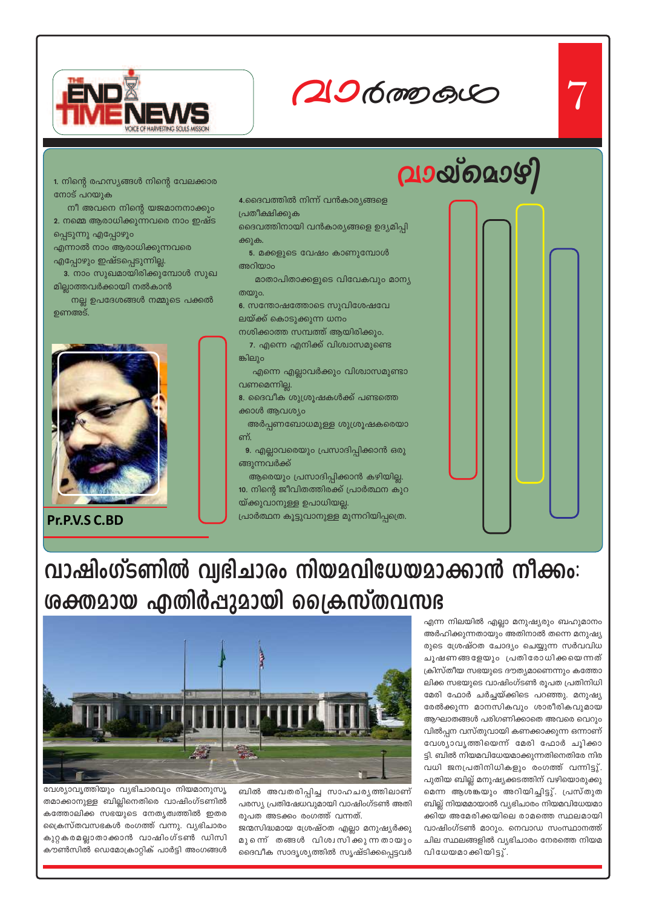# വാർത്തകൾ

## വായ്മൊഴി

1. നിന്റെ രഹസ്യങ്ങൾ നിന്റെ വേലക്കാരനോട് പറയുക
   നീ അവനെ നിന്റെ യജമാനനാക്കും
2. നമ്മെ ആരാധിക്കുന്നവരെ നാം ഇഷ്ടപ്പെടുന്നു എപ്പോഴും
   എന്നാൽ നാം ആരാധിക്കുന്നവരെ എപ്പോഴും ഇഷ്ടപ്പെടുന്നില്ല.
3. നാം സുഖമായിരിക്കുമ്പോൾ സുഖമില്ലാത്തവർക്കായി നൽകാൻ
   നല്ല ഉപദേശങ്ങൾ നമ്മുടെ പക്കൽ ഉണ്ടത്രേ.
4. ദൈവത്തിൽ നിന്ന് വൻകാര്യങ്ങളെ പ്രതീക്ഷിക്കുക
   ദൈവത്തിനായി വൻകാര്യങ്ങളെ ഉദ്യമിപ്പിക്കുക.
5. മക്കളുടെ വേഷം കാണുമ്പോൾ അറിയാം
   മാതാപിതാക്കളുടെ വിവേകവും മാന്യതയും.
6. സന്തോഷത്തോടെ സുവിശേഷവേലയ്ക്ക് കൊടുക്കുന്ന ധനം
   നശിക്കാത്ത സമ്പത്ത് ആയിരിക്കും.
7. എന്നെ എനിക്ക് വിശ്വാസമുണ്ടെങ്കിലും
   എന്നെ എല്ലാവർക്കും വിശ്വാസമുണ്ടാവണമെന്നില്ല.
8. ദൈവീക ശുശ്രൂഷകൾക്ക് പണ്ടത്തെക്കാൾ ആവശ്യം
   അർപ്പണബോധമുള്ള ശുശ്രൂഷകരെയാണ്.
9. എല്ലാവരെയും പ്രസാദിപ്പിക്കാൻ ഒരുങ്ങുന്നവർക്ക്
   ആരെയും പ്രസാദിപ്പിക്കാൻ കഴിയില്ല.
10. നിന്റെ ജീവിതത്തിരക്ക് പ്രാർത്ഥന കുറയ്ക്കുവാനുള്ള ഉപാധിയല്ല.
    പ്രാർത്ഥന കൂട്ടുവാനുള്ള മുന്നറിയിപ്പത്രെ.

**Pr.P.V.S C.BD**

# വാഷിംഗ്ടണിൽ വ്യഭിചാരം നിയമവിധേയമാക്കാൻ നീക്കം: ശക്തമായ എതിർപ്പുമായി ക്രൈസ്തവസഭ

വേശ്യാവൃത്തിയും വ്യഭിചാരവും നിയമാനുസൃതമാക്കാനുള്ള ബില്ലിനെതിരെ വാഷിംഗ്ടണിൽ കത്തോലിക്ക സഭയുടെ നേതൃത്വത്തിൽ ഇതര ക്രൈസ്തവസഭകൾ രംഗത്ത് വന്നു. വ്യഭിചാരം കുറ്റകരമല്ലാതാക്കാൻ വാഷിംഗ്ടൺ ഡിസി കൗൺസിൽ ഡെമോക്രാറ്റിക് പാർട്ടി അംഗങ്ങൾ ബിൽ അവതരിപ്പിച്ച സാഹചര്യത്തിലാണ് പരസ്യ പ്രതിഷേധവുമായി വാഷിംഗ്ടൺ അതിരൂപത അടക്കം രംഗത്ത് വന്നത്. ജന്മസിദ്ധമായ ശ്രേഷ്ഠത എല്ലാ മനുഷ്യർക്കുമുണ്ടെന്ന് തങ്ങൾ വിശ്വസിക്കുന്നതായും ദൈവീക സാദൃശ്യത്തിൽ സൃഷ്ടിക്കപ്പെട്ടവർ എന്ന നിലയിൽ എല്ലാ മനുഷ്യരും ബഹുമാനം അർഹിക്കുന്നതായും അതിനാൽ തന്നെ മനുഷ്യരുടെ ശ്രേഷ്ഠത ചോദ്യം ചെയ്യുന്ന സർവവിധ ചൂഷണങ്ങളേയും പ്രതിരോധിക്കയെന്നത് ക്രിസ്തീയ സഭയുടെ ദൗത്യമാണെന്നും കത്തോലിക്ക സഭയുടെ വാഷിംഗ്ടൺ രൂപത പ്രതിനിധി മേരി ഫോർ ചർച്ചയ്ക്കിടെ പറഞ്ഞു. മനുഷ്യരേൽക്കുന്ന മാനസികവും ശാരീരികവുമായ ആഘാതങ്ങൾ പരിഗണിക്കാതെ അവരെ വെറും വിൽപ്പന വസ്തുവായി കണക്കാക്കുന്ന ഒന്നാണ് വേശ്യാവൃത്തിയെന്ന് മേരി ഫോർ ചൂണ്ടിക്കാട്ടി. ബിൽ നിയമവിധേയമാക്കുന്നതിനെതിരേ നിരവധി ജനപ്രതിനിധികളും രംഗത്ത് വന്നിട്ടു്. പുതിയ ബില്ല് മനുഷ്യക്കടത്തിന് വഴിയൊരുക്കുമെന്ന ആശങ്കയും അറിയിച്ചിട്ടു്. പ്രസ്തുത ബില്ല് നിയമമായാൽ വ്യഭിചാരം നിയമവിധേയമാക്കിയ അമേരിക്കയിലെ രാമത്തെ സ്ഥലമായി വാഷിംഗ്ടൺ മാറും. നെവാഡ സംസ്ഥാനത്ത് ചില സ്ഥലങ്ങളിൽ വ്യഭിചാരം നേരത്തെ നിയമവിധേയമാക്കിയിട്ടു്.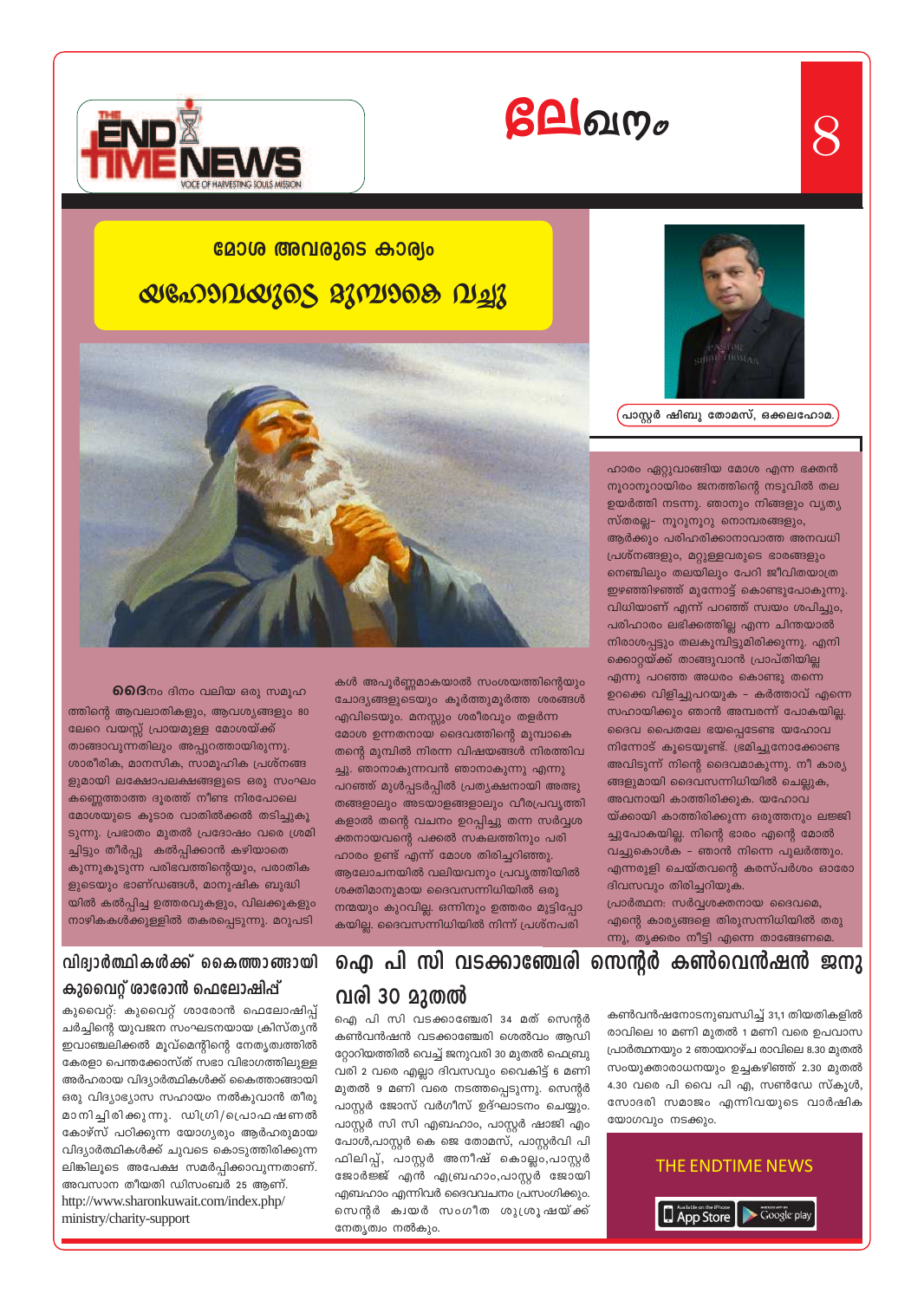# ലേഖനം

## മോശ അവരുടെ കാര്യം

## യഹോവയുടെ മുമ്പാകെ വച്ചു

പാസ്റ്റർ ഷിബു തോമസ്, ഒക്കലഹോമ.

**ദൈ**നം ദിനം വലിയ ഒരു സമൂഹത്തിന്റെ ആവലാതികളും, ആവശ്യങ്ങളും 80 ലേറെ വയസ്സ് പ്രായമുള്ള മോശയ്ക്ക് താങ്ങാവുന്നതിലും അപ്പുറത്തായിരുന്നു. ശാരീരിക, മാനസിക, സാമൂഹിക പ്രശ്നങ്ങളുമായി ലക്ഷോപലക്ഷങ്ങളുടെ ഒരു സംഘം കണ്ണെത്താത്ത ദൂരത്ത് നീണ്ട നിരപോലെ മോശയുടെ കൂടാര വാതിൽക്കൽ തടിച്ചുകൂടുന്നു. പ്രഭാതം മുതൽ പ്രദോഷം വരെ ശ്രമിച്ചിട്ടും തീർപ്പു കൽപ്പിക്കാൻ കഴിയാതെ കുന്നുകൂടുന്ന പരിഭവത്തിന്റെയും, പരാതികളുടെയും ഭാണ്ഡങ്ങൾ, മാനുഷിക ബുദ്ധിയിൽ കൽപ്പിച്ച ഉത്തരവുകളും, വിലക്കുകളും നാഴികകൾക്കുള്ളിൽ തകരപ്പെടുന്നു. മറുപടികൾ അപൂർണ്ണമാകയാൽ സംശയത്തിന്റെയും ചോദ്യങ്ങളുടെയും കൂർത്തുമൂർത്ത ശരങ്ങൾ എവിടെയും. മനസ്സും ശരീരവും തളർന്ന മോശ ഉന്നതനായ ദൈവത്തിന്റെ മുമ്പാകെ തന്റെ മുമ്പിൽ നിരന്ന വിഷയങ്ങൾ നിരത്തിവച്ചു. ഞാനാകുന്നവൻ ഞാനാകുന്നു എന്നു പറഞ്ഞ് മുൾപ്പടർപ്പിൽ പ്രത്യക്ഷനായി അത്ഭുതങ്ങളാലും അടയാളങ്ങളാലും വീരപ്രവൃത്തികളാൽ തന്റെ വചനം ഉറപ്പിച്ചു തന്ന സർവ്വശക്തനായവന്റെ പക്കൽ സകലത്തിനും പരിഹാരം ഉണ്ട് എന്ന് മോശ തിരിച്ചറിഞ്ഞു. ആലോചനയിൽ വലിയവനും പ്രവൃത്തിയിൽ ശക്തിമാനുമായ ദൈവസന്നിധിയിൽ ഒരു നന്മയും കുറവില്ല. ഒന്നിനും ഉത്തരം മുട്ടിപ്പോകയില്ല. ദൈവസന്നിധിയിൽ നിന്ന് പ്രശ്നപരിഹാരം ഏറ്റുവാങ്ങിയ മോശ എന്ന ഭക്തൻ നൂറാനൂറായിരം ജനത്തിന്റെ നടുവിൽ തല ഉയർത്തി നടന്നു. ഞാനും നിങ്ങളും വ്യത്യസ്തരല്ല- നൂറുനൂറു നൊമ്പരങ്ങളും, ആർക്കും പരിഹരിക്കാനാവാത്ത അനവധി പ്രശ്നങ്ങളും, മറ്റുള്ളവരുടെ ഭാരങ്ങളും നെഞ്ചിലും തലയിലും പേറി ജീവിതയാത്ര ഇഴഞ്ഞിഴഞ്ഞ് മുന്നോട്ട് കൊണ്ടുപോകുന്നു. വിധിയാണ് എന്ന് പറഞ്ഞ് സ്വയം ശപിച്ചും, പരിഹാരം ലഭിക്കത്തില്ല എന്ന ചിന്തയാൽ നിരാശപ്പെട്ടും തലകുമ്പിട്ടുമിരിക്കുന്നു. എനിക്കൊറ്റയ്ക്ക് താങ്ങുവാൻ പ്രാപ്തിയില്ല എന്നു പറഞ്ഞ അധരം കൊണ്ടു തന്നെ ഉറക്കെ വിളിച്ചുപറയുക - കർത്താവ് എന്റെ സഹായിക്കും ഞാൻ അമ്പരന്ന് പോകയില്ല. ദൈവ പൈതലേ ഭയപ്പെടേണ്ട യഹോവ നിന്നോട് കൂടെയുണ്ട്. ഭ്രമിച്ചുനോക്കേണ്ട അവിടുന്ന് നിന്റെ ദൈവമാകുന്നു. നീ കാര്യങ്ങളുമായി ദൈവസന്നിധിയിൽ ചെല്ലുക, അവനായി കാത്തിരിക്കുക. യഹോവയ്ക്കായി കാത്തിരിക്കുന്ന ഒരുത്തനും ലജ്ജിച്ചുപോകയില്ല. നിന്റെ ഭാരം എന്റെ മോൽ വച്ചുകൊൾക - ഞാൻ നിന്നെ പുലർത്തും. എന്നരുളി ചെയ്തവന്റെ കരസ്പർശം ഓരോ ദിവസവും തിരിച്ചറിയുക.

പ്രാർത്ഥന: സർവ്വശക്തനായ ദൈവമെ, എന്റെ കാര്യങ്ങളെ തിരുസന്നിധിയിൽ തരുന്നു, തൃക്കരം നീട്ടി എന്നെ താങ്ങേണമെ.

## വിദ്യാർത്ഥികൾക്ക് കൈത്താങ്ങായി കുവൈറ്റ് ശാരോൻ ഫെലോഷിപ്പ്

കുവൈറ്റ്: കുവൈറ്റ് ശാരോൻ ഫെലോഷിപ്പ് ചർച്ചിന്റെ യുവജന സംഘടനയായ ക്രിസ്ത്യൻ ഇവാഞ്ചലിക്കൽ മൂവ്മെന്റിന്റെ നേതൃത്വത്തിൽ കേരളാ പെന്തക്കോസ്ത് സഭാ വിഭാഗത്തിലുള്ള അർഹരായ വിദ്യാർത്ഥികൾക്ക് കൈത്താങ്ങായി ഒരു വിദ്യാഭ്യാസ സഹായം നൽകുവാൻ തീരുമാനിച്ചിരിക്കുന്നു. ഡിഗ്രി/പ്രൊഫഷണൽ കോഴ്സ് പഠിക്കുന്ന യോഗ്യരും ആർഹരുമായ വിദ്യാർത്ഥികൾക്ക് ചുവടെ കൊടുത്തിരിക്കുന്ന ലിങ്കിലൂടെ അപേക്ഷ സമർപ്പിക്കാവുന്നതാണ്. അവസാന തീയതി ഡിസംബർ 25 ആണ്.
http://www.sharonkuwait.com/index.php/ministry/charity-support

## ഐ പി സി വടക്കാഞ്ചേരി സെന്റർ കൺവെൻഷൻ ജനുവരി 30 മുതൽ

ഐ പി സി വടക്കാഞ്ചേരി 34 മത് സെന്റർ കൺവൻഷൻ വടക്കാഞ്ചേരി ശെൽവം ആഡിറ്റോറിയത്തിൽ വെച്ച് ജനുവരി 30 മുതൽ ഫെബ്രുവരി 2 വരെ എല്ലാ ദിവസവും വൈകിട്ട് 6 മണി മുതൽ 9 മണി വരെ നടത്തപ്പെടുന്നു. സെന്റർ പാസ്റ്റർ ജോസ് വർഗീസ് ഉദ്ഘാടനം ചെയ്യും. പാസ്റ്റർ സി സി എബ്രഹാം, പാസ്റ്റർ ഷാജി എം പോൾ,പാസ്റ്റർ കെ ജെ തോമസ്, പാസ്റ്റർവി പി ഫിലിപ്പ്, പാസ്റ്റർ അനീഷ് കൊല്ലം,പാസ്റ്റർ ജോർജ്ജ് എൻ എബ്രഹാം,പാസ്റ്റർ ജോയി എബ്രഹാം എന്നിവർ ദൈവവചനം പ്രസംഗിക്കും. സെന്റർ ക്വയർ സംഗീത ശുശ്രൂഷയ്ക്ക് നേതൃത്വം നൽകും.

കൺവൻഷനോടനുബന്ധിച്ച് 31,1 തിയതികളിൽ രാവിലെ 10 മണി മുതൽ 1 മണി വരെ ഉപവാസ പ്രാർത്ഥനയും 2 ഞായറാഴ്ച രാവിലെ 8.30 മുതൽ സംയുക്താരാധനയും ഉച്ചകഴിഞ്ഞ് 2.30 മുതൽ 4.30 വരെ പി വൈ പി എ, സൺഡേ സ്കൂൾ, സോദരി സമാജം എന്നിവയുടെ വാർഷിക യോഗവും നടക്കും.

THE ENDTIME NEWS

App Store | Google play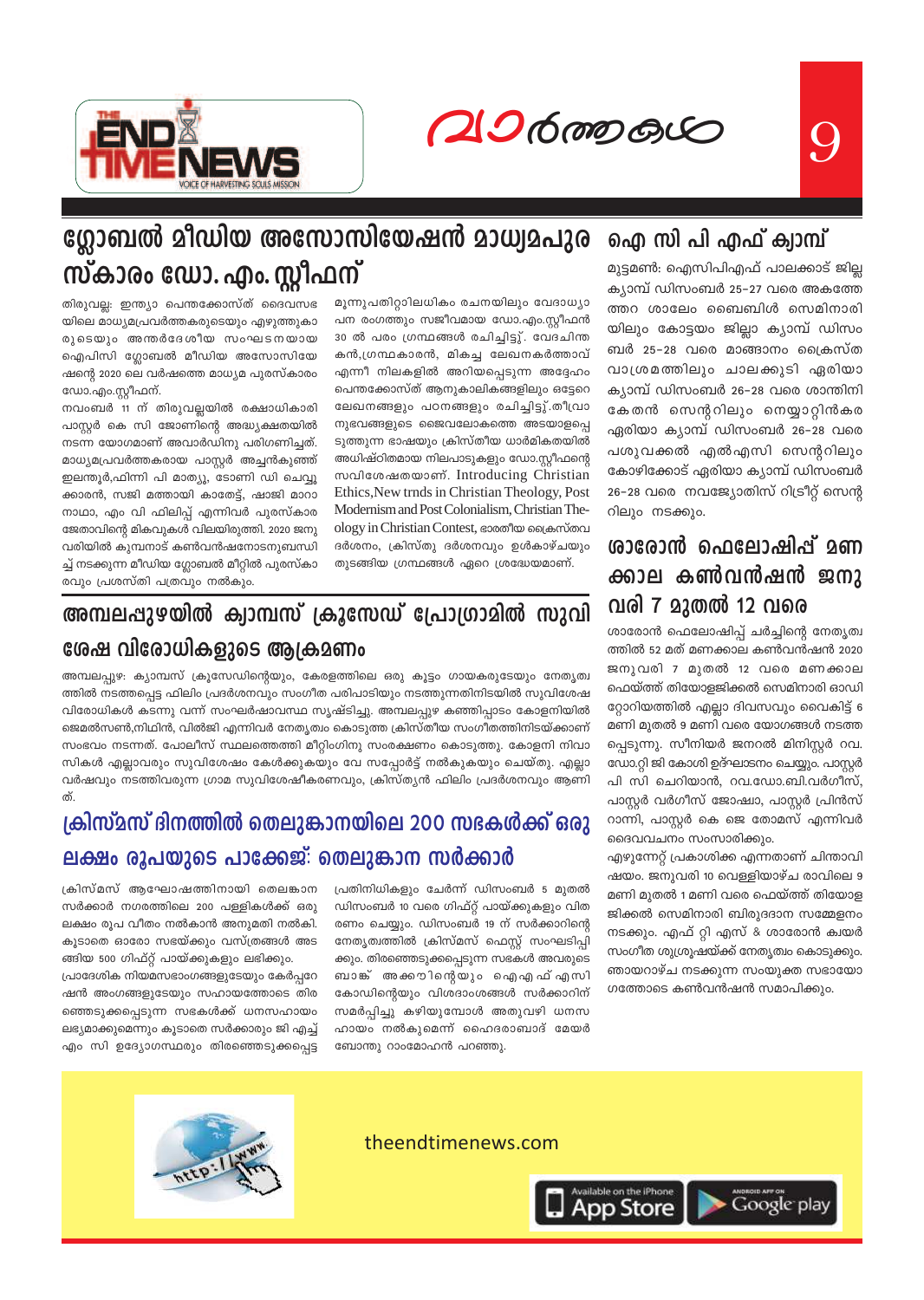# ഗ്ലോബൽ മീഡിയ അസോസിയേഷൻ മാധ്യമപുരസ്കാരം ഡോ. എം. സ്റ്റീഫന്

തിരുവല്ല: ഇന്ത്യാ പെന്തക്കോസ്ത് ദൈവസഭയിലെ മാധ്യമപ്രവർത്തകരുടെയും എഴുത്തുകാരുടെയും അന്തർദേശീയ സംഘടനയായ ഐപിസി ഗ്ലോബൽ മീഡിയ അസോസിയേഷന്റെ 2020 ലെ വർഷത്തെ മാധ്യമ പുരസ്കാരം ഡോ.എം.സ്റ്റീഫന്.

നവംബർ 11 ന് തിരുവല്ലയിൽ രക്ഷാധികാരി പാസ്റ്റർ കെ സി ജോണിന്റെ അദ്ധ്യക്ഷതയിൽ നടന്ന യോഗമാണ് അവാർഡിനു പരിഗണിച്ചത്. മാധ്യമപ്രവർത്തകരായ പാസ്റ്റർ അച്ചൻകുഞ്ഞ് ഇലന്തൂർ,ഫിന്നി പി മാത്യു, ടോണി ഡി ചെവ്വൂക്കാരൻ, സജി മത്തായി കാതേട്ട്, ഷാജി മാറാനാഥാ, എം വി ഫിലിപ്പ് എന്നിവർ പുരസ്കാര ജേതാവിന്റെ മികവുകൾ വിലയിരുത്തി. 2020 ജനുവരിയിൽ കുമ്പനാട് കൺവൻഷനോടനുബന്ധിച്ച് നടക്കുന്ന മീഡിയ ഗ്ലോബൽ മീറ്റിൽ പുരസ്കാരവും പ്രശസ്തി പത്രവും നൽകും.

മൂന്നുപതിറ്റാലധികം രചനയിലും വേദാധ്യാപന രംഗത്തും സജീവമായ ഡോ.എം.സ്റ്റീഫൻ 30 ൽ പരം ഗ്രന്ഥങ്ങൾ രചിച്ചിട്ടു്. വേദചിന്തകൻ,ഗ്രന്ഥകാരൻ, മികച്ച ലേഖനകർത്താവ് എന്നീ നിലകളിൽ അറിയപ്പെടുന്ന അദ്ദേഹം പെന്തക്കോസ്ത് ആനുകാലികങ്ങളിലും ഒട്ടേറെ ലേഖനങ്ങളും പഠനങ്ങളും രചിച്ചിട്ടു്.തീവ്രാനുഭവങ്ങളുടെ ജൈവലോകത്തെ അടയാളപ്പെടുത്തുന്ന ഭാഷയും ക്രിസ്തീയ ധാർമികതയിൽ അധിഷ്ഠിതമായ നിലപാടുകളും ഡോ.സ്റ്റീഫന്റെ സവിശേഷതയാണ്. Introducing Christian Ethics,New trnds in Christian Theology, Post Modernism and Post Colonialism, Christian Theology in Christian Contest, ഭാരതീയ ക്രൈസ്തവ ദർശനം, ക്രിസ്തു ദർശനവും ഉൾകാഴ്ചയും തുടങ്ങിയ ഗ്രന്ഥങ്ങൾ ഏറെ ശ്രദ്ധേയമാണ്.

# അമ്പലപ്പുഴയിൽ ക്യാമ്പസ് ക്രൂസേഡ് പ്രോഗ്രാമിൽ സുവിശേഷ വിരോധികളുടെ ആക്രമണം

അമ്പലപ്പുഴ: ക്യാമ്പസ് ക്രൂസേഡിന്റെയും, കേരളത്തിലെ ഒരു കൂട്ടം ഗായകരുടേയും നേതൃത്വത്തിൽ നടത്തപ്പെട്ട ഫിലിം പ്രദർശനവും സംഗീത പരിപാടിയും നടത്തുന്നതിനിടയിൽ സുവിശേഷ വിരോധികൾ കടന്നു വന്ന് സംഘർഷാവസ്ഥ സൃഷ്ടിച്ചു. അമ്പലപ്പുഴ കഞ്ഞിപ്പാടം കോളനിയിൽ ജെമൽസൺ,നിഥിൻ, വിൽജി എന്നിവർ നേതൃത്വം കൊടുത്ത ക്രിസ്തീയ സംഗീതത്തിനിടയ്ക്കാണ് സംഭവം നടന്നത്. പോലീസ് സ്ഥലത്തെത്തി മീറ്റിംഗിനു സംരക്ഷണം കൊടുത്തു. കോളനി നിവാസികൾ എല്ലാവരും സുവിശേഷം കേൾക്കുകയും വേ സപ്പോർട്ട് നൽകുകയും ചെയ്തു. എല്ലാ വർഷവും നടത്തിവരുന്ന ഗ്രാമ സുവിശേഷീകരണവും, ക്രിസ്ത്യൻ ഫിലിം പ്രദർശനവും ആണിത്.

# ക്രിസ്മസ് ദിനത്തിൽ തെലുങ്കാനയിലെ 200 സഭകൾക്ക് ഒരു ലക്ഷം രൂപയുടെ പാക്കേജ്: തെലുങ്കാന സർക്കാർ

ക്രിസ്മസ് ആഘോഷത്തിനായി തെലങ്കാന സർക്കാർ നഗരത്തിലെ 200 പള്ളികൾക്ക് ഒരു ലക്ഷം രൂപ വീതം നൽകാൻ അനുമതി നൽകി. കൂടാതെ ഓരോ സഭയ്ക്കും വസ്ത്രങ്ങൾ അടങ്ങിയ 500 ഗിഫ്റ്റ് പായ്ക്കുകളും ലഭിക്കും.

പ്രാദേശിക നിയമസഭാംഗങ്ങളുടേയും കേർപ്പറേഷൻ അംഗങ്ങളുടേയും സഹായത്തോടെ തിരഞ്ഞെടുക്കപ്പെടുന്ന സഭകൾക്ക് ധനസഹായം ലഭ്യമാക്കുമെന്നും കൂടാതെ സർക്കാരും ജി എച്ച് എം സി ഉദ്യോഗസ്ഥരും തിരഞ്ഞെടുക്കപ്പെട്ട പ്രതിനിധികളും ചേർന്ന് ഡിസംബർ 5 മുതൽ ഡിസംബർ 10 വരെ ഗിഫ്റ്റ് പായ്ക്കുകളും വിതരണം ചെയ്യും. ഡിസംബർ 19 ന് സർക്കാറിന്റെ നേതൃത്വത്തിൽ ക്രിസ്മസ് ഫെസ്റ്റ് സംഘടിപ്പിക്കും. തിരഞ്ഞെടുക്കപ്പെടുന്ന സഭകൾ അവരുടെ ബാങ്ക് അക്കൗണ്ടിന്റെയും ഐ എ ഫ് എസി കോഡിന്റെയും വിശദാംശങ്ങൾ സർക്കാറിന് സമർപ്പിച്ചു കഴിയുമ്പോൾ അതുവഴി ധനസഹായം നൽകുമെന്ന് ഹൈദരാബാദ് മേയർ ബോന്തു റാംമോഹൻ പറഞ്ഞു.

# ഐ സി പി എഫ് ക്യാമ്പ്

മുട്ടമൺ: ഐസിപിഎഫ് പാലക്കാട് ജില്ല ക്യാമ്പ് ഡിസംബർ 25-27 വരെ അകത്തേത്തറ ശാലേം ബൈബിൾ സെമിനാരിയിലും കോട്ടയം ജില്ലാ ക്യാമ്പ് ഡിസംബർ 25-28 വരെ മാങ്ങാനം ക്രൈസ്തവാശ്രമത്തിലും ചാലക്കുടി ഏരിയാ ക്യാമ്പ് ഡിസംബർ 26-28 വരെ ശാന്തിനികേതൻ സെന്ററിലും നെയ്യാറ്റിൻകര ഏരിയാ ക്യാമ്പ് ഡിസംബർ 26-28 വരെ പശുവക്കൽ എൽഎംസി സെന്ററിലും കോഴിക്കോട് ഏരിയാ ക്യാമ്പ് ഡിസംബർ 26-28 വരെ നവജ്യോതിസ് റിട്രീറ്റ് സെന്ററിലും നടക്കും.

# ശാരോൻ ഫെലോഷിപ്പ് മണക്കാല കൺവൻഷൻ ജനുവരി 7 മുതൽ 12 വരെ

ശാരോൻ ഫെലോഷിപ്പ് ചർച്ചിന്റെ നേതൃത്വത്തിൽ 52 മത് മണക്കാല കൺവൻഷൻ 2020 ജനുവരി 7 മുതൽ 12 വരെ മണക്കാല ഫെയ്ത്ത് തിയോളജിക്കൽ സെമിനാരി ഓഡിറ്റോറിയത്തിൽ എല്ലാ ദിവസവും വൈകിട്ട് 6 മണി മുതൽ 9 മണി വരെ യോഗങ്ങൾ നടത്തപ്പെടുന്നു. സീനിയർ ജനറൽ മിനിസ്റ്റർ റവ. ഡോ.റ്റി ജി കോശി ഉദ്ഘാടനം ചെയ്യും. പാസ്റ്റർ പി സി ചെറിയാൻ, റവ.ഡോ.ബി.വർഗീസ്, പാസ്റ്റർ വർഗീസ് ജോഷ്വാ, പാസ്റ്റർ പ്രിൻസ് റാന്നി, പാസ്റ്റർ കെ ജെ തോമസ് എന്നിവർ ദൈവവചനം സംസാരിക്കും.

എഴുന്നേറ്റ് പ്രകാശിക്ക എന്നതാണ് ചിന്താവിഷയം. ജനുവരി 10 വെള്ളിയാഴ്ച രാവിലെ 9 മണി മുതൽ 1 മണി വരെ ഫെയ്ത്ത് തിയോളജിക്കൽ സെമിനാരി ബിരുദദാന സമ്മേളനം നടക്കും. എഫ് റ്റി എസ് & ശാരോൻ ക്വയർ സംഗീത ശുശ്രൂഷയ്ക്ക് നേതൃത്വം കൊടുക്കും. ഞായറാഴ്ച നടക്കുന്ന സംയുക്ത സഭായോഗത്തോടെ കൺവൻഷൻ സമാപിക്കും.

theendtimenews.com

Available on the iPhone App Store | ANDROID APP ON Google play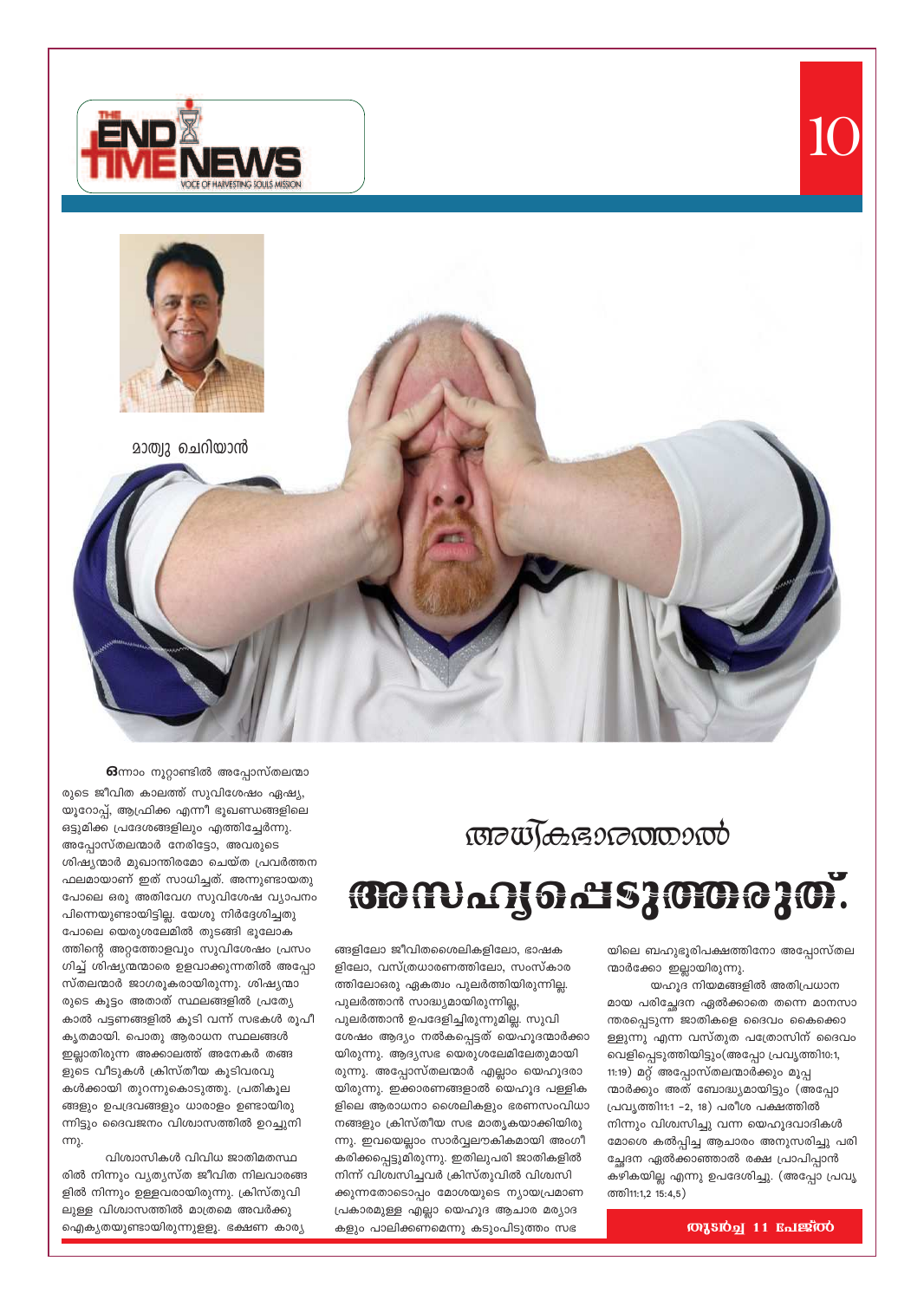മാത്യു ചെറിയാൻ

# അധികഭാരത്താൽ

# അസഹ്യപ്പെടുത്തരുത്.

ഒന്നാം നൂറ്റാണ്ടിൽ അപ്പോസ്തലന്മാരുടെ ജീവിത കാലത്ത് സുവിശേഷം ഏഷ്യ, യൂറോപ്പ്, ആഫ്രിക്ക എന്നീ ഭൂഖണ്ഡങ്ങളിലെ ഒട്ടുമിക്ക പ്രദേശങ്ങളിലും എത്തിച്ചേർന്നു. അപ്പോസ്തലന്മാർ നേരിട്ടോ, അവരുടെ ശിഷ്യന്മാർ മുഖാന്തിരമോ ചെയ്ത പ്രവർത്തന ഫലമായാണ് ഇത് സാധിച്ചത്. അന്നുണ്ടായതു പോലെ ഒരു അതിവേഗ സുവിശേഷ വ്യാപനം പിന്നെയുണ്ടായിട്ടില്ല. യേശു നിർദ്ദേശിച്ചതു പോലെ യെരുശലേമിൽ തുടങ്ങി ഭൂലോകത്തിന്റെ അറ്റത്തോളവും സുവിശേഷം പ്രസംഗിച്ച് ശിഷ്യന്മാരെ ഉളവാക്കുന്നതിൽ അപ്പോസ്തലന്മാർ ജാഗരൂകരായിരുന്നു. ശിഷ്യന്മാരുടെ കൂട്ടം അതാത് സ്ഥലങ്ങളിൽ പ്രത്യേകാൽ പട്ടണങ്ങളിൽ കൂടി വന്ന് സഭകൾ രൂപീകൃതമായി. പൊതു ആരാധന സ്ഥലങ്ങൾ ഇല്ലാതിരുന്ന അക്കാലത്ത് അനേകർ തങ്ങളുടെ വീടുകൾ ക്രിസ്തീയ കൂടിവരവുകൾക്കായി തുറന്നുകൊടുത്തു. പ്രതികൂലങ്ങളും ഉപദ്രവങ്ങളും ധാരാളം ഉണ്ടായിരുന്നിട്ടും ദൈവജനം വിശ്വാസത്തിൽ ഉറച്ചുനിന്നു.

വിശ്വാസികൾ വിവിധ ജാതിമതസ്ഥരിൽ നിന്നും വ്യത്യസ്ത ജീവിത നിലവാരങ്ങളിൽ നിന്നും ഉള്ളവരായിരുന്നു. ക്രിസ്തുവിലുള്ള വിശ്വാസത്തിൽ മാത്രമെ അവർക്കു ഐക്യതയുണ്ടായിരുന്നുള്ളു. ഭക്ഷണ കാര്യങ്ങളിലോ ജീവിതശൈലികളിലോ, ഭാഷകളിലോ, വസ്ത്രധാരണത്തിലോ, സംസ്കാരത്തിലോഒരു ഏകത്വം പുലർത്തിയിരുന്നില്ല. പുലർത്താൻ സാദ്ധ്യമായിരുന്നില്ല, പുലർത്താൻ ഉപദേശിച്ചിരുന്നുമില്ല. സുവിശേഷം ആദ്യം നൽകപ്പെട്ടത് യെഹൂദന്മാർക്കായിരുന്നു. ആദ്യസഭ യെരുശലേമിലേതുമായിരുന്നു. അപ്പോസ്തലന്മാർ എല്ലാം യെഹൂദരായിരുന്നു. ഇക്കാരണങ്ങളാൽ യെഹൂദ പള്ളികളിലെ ആരാധനാ ശൈലികളും ഭരണസംവിധാനങ്ങളും ക്രിസ്തീയ സഭ മാതൃകയാക്കിയിരുന്നു. ഇവയെല്ലാം സാർവ്വലൗകികമായി അംഗീകരിക്കപ്പെട്ടുമിരുന്നു. ഇതിലുപരി ജാതികളിൽ നിന്ന് വിശ്വസിച്ചവർ ക്രിസ്തുവിൽ വിശ്വസിക്കുന്നതോടൊപ്പം മോശയുടെ ന്യായപ്രമാണ പ്രകാരമുള്ള എല്ലാ യെഹൂദ ആചാര മര്യാദകളും പാലിക്കണമെന്നു കടുംപിടുത്തം സഭയിലെ ബഹുഭൂരിപക്ഷത്തിനോ അപ്പോസ്തലന്മാർക്കോ ഇല്ലായിരുന്നു.

യഹൂദ നിയമങ്ങളിൽ അതിപ്രധാനമായ പരിച്ഛേദന ഏൽക്കാതെ തന്നെ മാനസാന്തരപ്പെടുന്ന ജാതികളെ ദൈവം കൈക്കൊള്ളുന്നു എന്ന വസ്തുത പത്രോസിന് ദൈവം വെളിപ്പെടുത്തിയിട്ടും(അപ്പോ പ്രവൃത്തി10:1, 11:19) മറ്റ് അപ്പോസ്തലന്മാർക്കും മൂപ്പന്മാർക്കും അത് ബോദ്ധ്യമായിട്ടും (അപ്പോ പ്രവൃത്തി11:1 -2, 18) പരീശ പക്ഷത്തിൽ നിന്നും വിശ്വസിച്ചു വന്ന യെഹൂദവാദികൾ മോശെ കൽപ്പിച്ച ആചാരം അനുസരിച്ചു പരിച്ഛേദന ഏൽക്കാഞ്ഞാൽ രക്ഷ പ്രാപിപ്പാൻ കഴികയില്ല എന്നു ഉപദേശിച്ചു. (അപ്പോ പ്രവൃത്തി11:1,2 15:4,5)

തുടർച്ച 11 പേജിൽ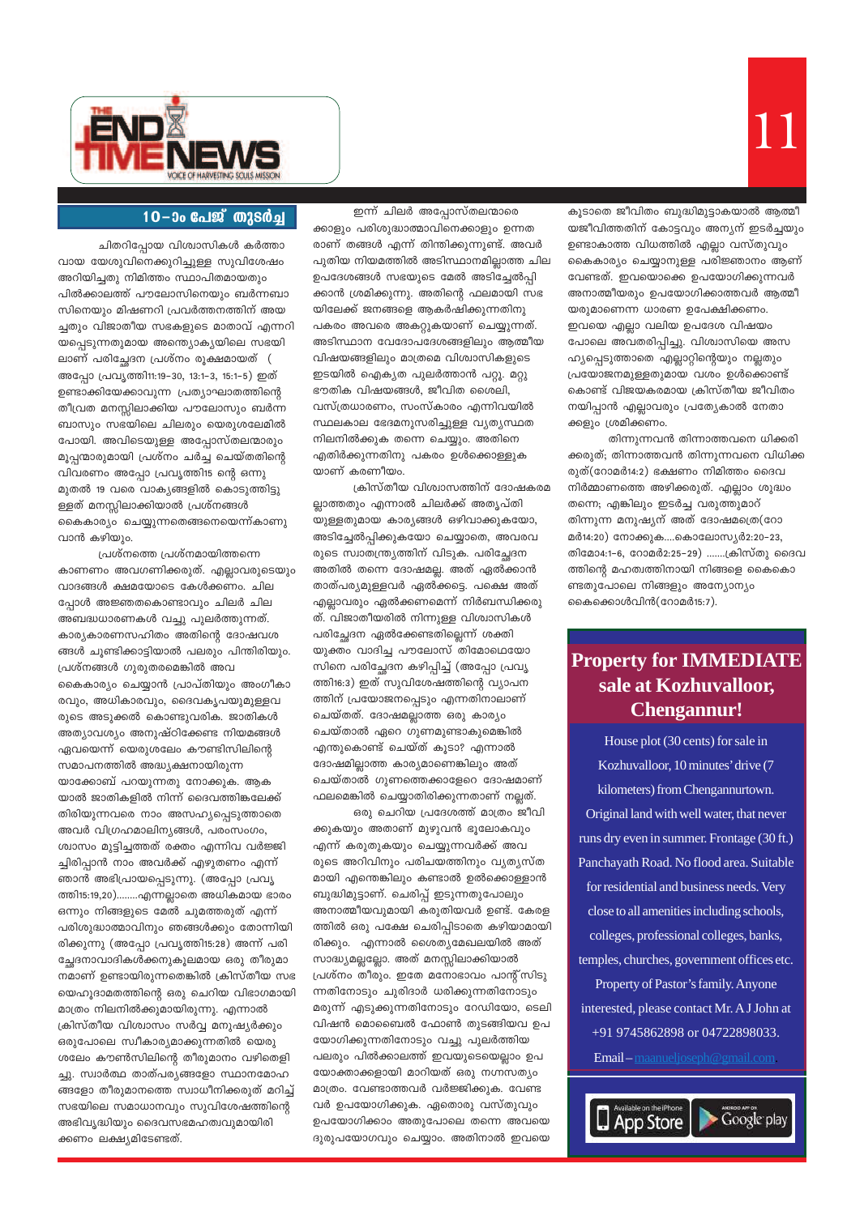## 10–ാം പേജ് തുടർച്ച

ചിതറിപ്പോയ വിശ്വാസികൾ കർത്താവായ യേശുവിനെക്കുറിച്ചുള്ള സുവിശേഷം അറിയിച്ചതു നിമിത്തം സ്ഥാപിതമായതും പിൽക്കാലത്ത് പൗലോസിനെയും ബർന്നബാസിനെയും മിഷണറി പ്രവർത്തനത്തിന് അയച്ചതും വിജാതീയ സഭകളുടെ മാതാവ് എന്നറിയപ്പെടുന്നതുമായ അന്ത്യോക്യയിലെ സഭയിലാണ് പരിച്ഛേദന പ്രശ്നം രൂക്ഷമായത് ( അപ്പോ പ്രവൃത്തി11:19–30, 13:1–3, 15:1–5) ഇത് ഉണ്ടാക്കിയേക്കാവുന്ന പ്രത്യാഘാതത്തിന്റെ തീവ്രത മനസ്സിലാക്കിയ പൗലോസും ബർന്നബാസും സഭയിലെ ചിലരും യെരുശലേമിൽ പോയി. അവിടെയുള്ള അപ്പോസ്തലന്മാരും മൂപ്പന്മാരുമായി പ്രശ്നം ചർച്ച ചെയ്തതിന്റെ വിവരണം അപ്പോ പ്രവൃത്തി15 ന്റെ ഒന്നു മുതൽ 19 വരെ വാക്യങ്ങളിൽ കൊടുത്തിട്ടുള്ളത് മനസ്സിലാക്കിയാൽ പ്രശ്നങ്ങൾ കൈകാര്യം ചെയ്യുന്നതെങ്ങനെയെന്ന്കാണുവാൻ കഴിയും.

പ്രശ്നത്തെ പ്രശ്നമായിത്തന്നെ കാണണം അവഗണിക്കരുത്. എല്ലാവരുടെയും വാദങ്ങൾ ക്ഷമയോടെ കേൾക്കണം. ചില പ്പോൾ അജ്ഞതകൊണ്ടാവും ചിലർ ചില അബദ്ധധാരണകൾ വച്ചു പുലർത്തുന്നത്. കാര്യകാരണസഹിതം അതിന്റെ ദോഷവശങ്ങൾ ചൂണ്ടിക്കാട്ടിയാൽ പലരും പിന്തിരിയും. പ്രശ്നങ്ങൾ ഗുരുതരമെങ്കിൽ അവ കൈകാര്യം ചെയ്യാൻ പ്രാപ്തിയും അംഗീകാരവും, അധികാരവും, ദൈവകൃപയുമുള്ളവരുടെ അടുക്കൽ കൊണ്ടുവരിക. ജാതികൾ അത്യാവശ്യം അനുഷ്ഠിക്കേണ്ട നിയമങ്ങൾ ഏവയെന്ന് യെരുശലേം കൗണ്ടിസിലിന്റെ സമാപനത്തിൽ അദ്ധ്യക്ഷനായിരുന്ന യാക്കോബ് പറയുന്നതു നോക്കുക. ആകയാൽ ജാതികളിൽ നിന്ന് ദൈവത്തിങ്കലേക്ക് തിരിയുന്നവരെ നാം അസഹ്യപ്പെടുത്താതെ അവർ വിഗ്രഹമാലിന്യങ്ങൾ, പരസംഗം, ശ്വാസം മുട്ടിച്ചത്തത് രക്തം എന്നിവ വർജ്ജിച്ചിരിപ്പാൻ നാം അവർക്ക് എഴുതണം എന്ന് ഞാൻ അഭിപ്രായപ്പെടുന്നു. (അപ്പോ പ്രവൃത്തി15:19,20)........എന്നല്ലാതെ അധികമായ ഭാരം ഒന്നും നിങ്ങളുടെ മേൽ ചുമത്തരുത് എന്ന് പരിശുദ്ധാത്മാവിനും ഞങ്ങൾക്കും തോന്നിയിരിക്കുന്നു (അപ്പോ പ്രവൃത്തി15:28) അന്ന് പരിച്ഛേദനാവാദികൾക്കനുകൂലമായ ഒരു തീരുമാനമാണ് ഉണ്ടായിരുന്നതെങ്കിൽ ക്രിസ്തീയ സഭ യെഹൂദാമതത്തിന്റെ ഒരു ചെറിയ വിഭാഗമായി മാത്രം നിലനിൽക്കുമായിരുന്നു. എന്നാൽ ക്രിസ്തീയ വിശ്വാസം സർവ്വ മനുഷ്യർക്കും ഒരുപോലെ സ്വീകാര്യമാക്കുന്നതിൽ യെരുശലേം കൗൺസിലിന്റെ തീരുമാനം വഴിതെളിച്ചു. സ്വാർത്ഥ താത്പര്യങ്ങളോ സ്ഥാനമോഹങ്ങളോ തീരുമാനത്തെ സ്വാധീനിക്കരുത് മറിച്ച് സഭയിലെ സമാധാനവും സുവിശേഷത്തിന്റെ അഭിവൃദ്ധിയും ദൈവസഭമഹത്വവുമായിരിക്കണം ലക്ഷ്യമിടേണ്ടത്.

ഇന്ന് ചിലർ അപ്പോസ്തലന്മാരെക്കാളും പരിശുദ്ധാത്മാവിനെക്കാളും ഉന്നതരാണ് തങ്ങൾ എന്ന് തിന്മിക്കുന്നുണ്ട്. അവർ പുതിയ നിയമത്തിൽ അടിസ്ഥാനമില്ലാത്ത ചില ഉപദേശങ്ങൾ സഭയുടെ മേൽ അടിച്ചേൽപ്പിക്കാൻ ശ്രമിക്കുന്നു. അതിന്റെ ഫലമായി സഭയിലേക്ക് ജനങ്ങളെ ആകർഷിക്കുന്നതിനു പകരം അവരെ അകറ്റുകയാണ് ചെയ്യുന്നത്. അടിസ്ഥാന വേദോപദേശങ്ങളിലും ആത്മീയ വിഷയങ്ങളിലും മാത്രമെ വിശ്വാസികളുടെ ഇടയിൽ ഐക്യത പുലർത്താൻ പറ്റൂ. മറ്റു ഭൗതിക വിഷയങ്ങൾ, ജീവിത ശൈലി, വസ്ത്രധാരണം, സംസ്കാരം എന്നിവയിൽ സ്ഥലകാല ഭേദമനുസരിച്ചുള്ള വ്യത്യസ്ഥത നിലനിൽക്കുക തന്നെ ചെയ്യും. അതിനെ എതിർക്കുന്നതിനു പകരം ഉൾക്കൊള്ളുക യാണ് കരണീയം.

ക്രിസ്തീയ വിശ്വാസത്തിന് ദോഷകരമല്ലാത്തതും എന്നാൽ ചിലർക്ക് അതൃപ്തിയുള്ളതുമായ കാര്യങ്ങൾ ഒഴിവാക്കുകയോ, അടിച്ചേൽപ്പിക്കുകയോ ചെയ്യാതെ, അവരവരുടെ സ്വാതന്ത്ര്യത്തിന് വിടുക. പരിച്ഛേദന അതിൽ തന്നെ ദോഷമല്ല. അത് ഏൽക്കാൻ താത്പര്യമുള്ളവർ ഏൽക്കട്ടെ. പക്ഷെ അത് എല്ലാവരും ഏൽക്കണമെന്ന് നിർബന്ധിക്കരുത്. വിജാതീയരിൽ നിന്നുള്ള വിശ്വാസികൾ പരിച്ഛേദന ഏൽക്കേണ്ടതില്ലെന്ന് ശക്തിയുക്തം വാദിച്ച പൗലോസ് തിമോഥെയോസിനെ പരിച്ഛേദന കഴിപ്പിച്ച് (അപ്പോ പ്രവൃത്തി16:3) ഇത് സുവിശേഷത്തിന്റെ വ്യാപനത്തിന് പ്രയോജനപ്പെടും എന്നതിനാലാണ് ചെയ്തത്. ദോഷമല്ലാത്ത ഒരു കാര്യം ചെയ്താൽ ഏറെ ഗുണമുണ്ടാകുമെങ്കിൽ എന്തുകൊണ്ട് ചെയ്ത് കൂടാ? എന്നാൽ ദോഷമില്ലാത്ത കാര്യമാണെങ്കിലും അത് ചെയ്താൽ ഗുണത്തെക്കാളേറെ ദോഷമാണ് ഫലമെങ്കിൽ ചെയ്യാതിരിക്കുന്നതാണ് നല്ലത്.

ഒരു ചെറിയ പ്രദേശത്ത് മാത്രം ജീവിക്കുകയും അതാണ് മുഴുവൻ ഭൂലോകവും എന്ന് കരുതുകയും ചെയ്യുന്നവർക്ക് അവരുടെ അറിവിനും പരിചയത്തിനും വ്യത്യസ്തമായി എന്തെങ്കിലും കണ്ടാൽ ഉൽക്കൊള്ളാൻ ബുദ്ധിമുട്ടാണ്. ചെരിപ്പ് ഇടുന്നതുപോലും അനാത്മീയവുമായി കരുതിയവർ ഉണ്ട്. കേരളത്തിൽ ഒരു പക്ഷേ ചെരിപ്പിടാതെ കഴിയാമായിരിക്കും. എന്നാൽ ശൈത്യമേഖലയിൽ അത് സാദ്ധ്യമല്ലല്ലോ. അത് മനസ്സിലാക്കിയാൽ പ്രശ്നം തീരും. ഇതേ മനോഭാവം പാന്റ്സിടുന്നതിനോടും ചുരിദാർ ധരിക്കുന്നതിനോടും മരുന്ന് എടുക്കുന്നതിനോടും റേഡിയോ, ടെലിവിഷൻ മൊബൈൽ ഫോൺ തുടങ്ങിയവ ഉപയോഗിക്കുന്നതിനോടും വച്ചു പുലർത്തിയ പലരും പിൽക്കാലത്ത് ഇവയുടെയെല്ലാം ഉപയോക്താക്കളായി മാറിയത് ഒരു നഗ്നസത്യം മാത്രം. വേണ്ടാത്തവർ വർജ്ജിക്കുക. വേണ്ടവർ ഉപയോഗിക്കുക. ഏതൊരു വസ്തുവും ഉപയോഗിക്കാം അതുപോലെ തന്നെ അവയെ ദുരുപയോഗവും ചെയ്യാം. അതിനാൽ ഇവയെ കൂടാതെ ജീവിതം ബുദ്ധിമുട്ടാകയാൽ ആത്മീയജീവിതത്തിന് കോട്ടവും അന്യന് ഇടർച്ചയും ഉണ്ടാകാത്ത വിധത്തിൽ എല്ലാ വസ്തുവും കൈകാര്യം ചെയ്യാനുള്ള പരിജ്ഞാനം ആണ് വേണ്ടത്. ഇവയൊക്കെ ഉപയോഗിക്കുന്നവർ അനാത്മീയരും ഉപയോഗിക്കാത്തവർ ആത്മീയരുമാണെന്ന ധാരണ ഉപേക്ഷിക്കണം. ഇവയെ എല്ലാ വലിയ ഉപദേശ വിഷയം പോലെ അവതരിപ്പിച്ചു. വിശ്വാസിയെ അസഹ്യപ്പെടുത്താതെ എല്ലാറ്റിന്റെയും നല്ലതും പ്രയോജനമുള്ളതുമായ വശം ഉൾക്കൊണ്ട് കൊണ്ട് വിജയകരമായ ക്രിസ്തീയ ജീവിതം നയിപ്പാൻ എല്ലാവരും പ്രത്യേകാൽ നേതാക്കളും ശ്രമിക്കണം.

തിന്നുന്നവൻ തിന്നാത്തവനെ ധിക്കരിക്കരുത്; തിന്നാത്തവൻ തിന്നുന്നവനെ വിധിക്കരുത്(റോമർ14:2) ഭക്ഷണം നിമിത്തം ദൈവനിർമ്മാണത്തെ അഴിക്കരുത്. എല്ലാം ശുദ്ധം തന്നെ; എങ്കിലും ഇടർച്ച വരുത്തുമാറ് തിന്നുന്ന മനുഷ്യന് അത് ദോഷമത്രെ(റോമർ14:20) നോക്കുക....കൊലോസ്യർ2:20–23, തിമോ4:1–6, റോമർ2:25–29) .......ക്രിസ്തു ദൈവത്തിന്റെ മഹത്വത്തിനായി നിങ്ങളെ കൈക്കൊണ്ടതുപോലെ നിങ്ങളും അന്യോന്യം കൈക്കൊൾവിൻ(റോമർ15:7).

## Property for IMMEDIATE sale at Kozhuvalloor, Chengannur!

House plot (30 cents) for sale in Kozhuvalloor, 10 minutes' drive (7 kilometers) from Chengannurtown. Original land with well water, that never runs dry even in summer. Frontage (30 ft.) Panchayath Road. No flood area. Suitable for residential and business needs. Very close to all amenities including schools, colleges, professional colleges, banks, temples, churches, government offices etc. Property of Pastor's family. Anyone interested, please contact Mr. A J John at +91 9745862898 or 04722898033.

Email – maanueljoseph@gmail.com

Available on the iPhone App Store | ANDROID APP ON Google play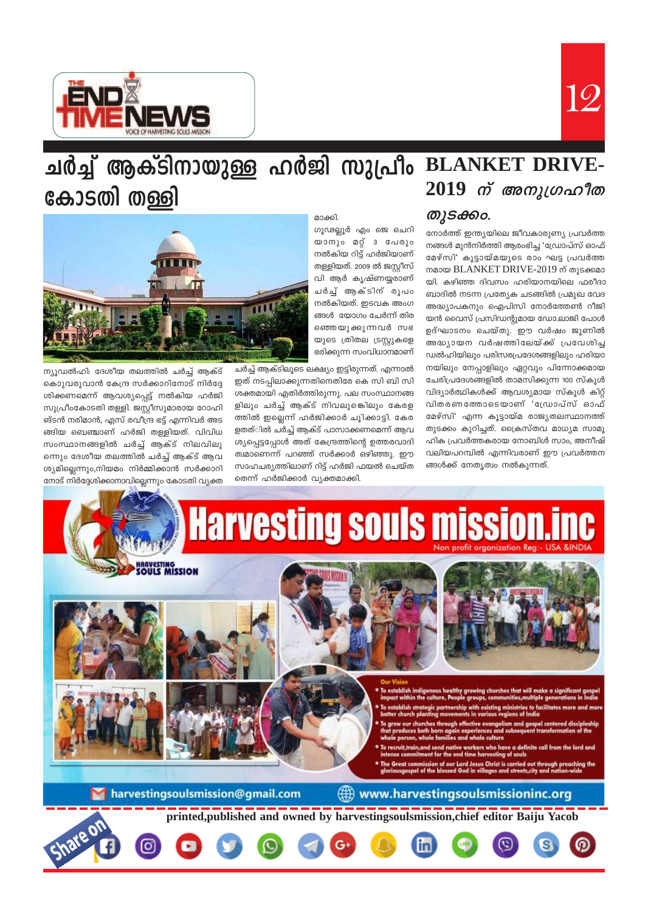# ചർച്ച് ആക്ടിനായുള്ള ഹർജി സുപ്രീം കോടതി തള്ളി

ന്യൂഡൽഹി: ദേശീയ തലത്തിൽ ചർച്ച് ആക്ട് കൊണ്ടുവരുവാൻ കേന്ദ്ര സർക്കാറിനോട് നിർദ്ദേശിക്കണമെന്ന് ആവശ്യപ്പെട്ട് നൽകിയ ഹർജി സുപ്രീംകോടതി തള്ളി. ജസ്റ്റീസുമാരായ റോഹിങ്ടൻ നരിമാൻ, എസ് രവീന്ദ്ര ഭട്ട് എന്നിവർ അടങ്ങിയ ബെഞ്ചാണ് ഹർജി തള്ളിയത്. വിവിധ സംസ്ഥാനങ്ങളിൽ ചർച്ച് ആക്ട് നിലവിലുന്നെും ദേശീയ തലത്തിൽ ചർച്ച് ആക്ട് ആവശ്യമില്ലെന്നും,നിയമം നിർമ്മിക്കാൻ സർക്കാറിനോട് നിർദ്ദേശിക്കാനാവില്ലെന്നും കോടതി വ്യക്തമാക്കി.

ഗുഢല്ലൂർ എം ജെ ചെറിയാനും മറ്റ് 3 പേരും നൽകിയ റിട്ട് ഹർജിയാണ് തള്ളിയത്. 2009 ൽ ജസ്റ്റീസ് വി ആർ കൃഷ്ണയ്യരാണ് ചർച്ച് ആക്ടിന് രൂപം നൽകിയത്. ഇടവക അംഗങ്ങൾ യോഗം ചേർന്ന് തിരഞ്ഞെടുക്കുന്നവർ സഭയുടെ ത്രിതല ട്രസ്റ്റുകളെ ഭരിക്കുന്ന സംവിധാനമാണ് ചർച്ച് ആക്ടിലൂടെ ലക്ഷ്യം ഇട്ടിരുന്നത്. എന്നാൽ ഇത് നടപ്പിലാക്കുന്നതിനെതിരെ കെ സി ബി സി ശക്തമായി എതിർത്തിരുന്നു. പല സംസ്ഥാനങ്ങളിലും ചർച്ച് ആക്ട് നിലവുലുണ്ടെങ്കിലും കേരളത്തിൽ ഇല്ലെന്ന് ഹർജിക്കാർ ചൂണ്ടിക്കാട്ടി. കേരളത്തിൽ ചർച്ച് ആക്ട് പാസാക്കണമെന്ന് ആവശ്യപ്പെട്ടപ്പോൾ അത് കേന്ദ്രത്തിന്റെ ഉത്തരവാദിത്വമാണെന്ന് പറഞ്ഞ് സർക്കാർ ഒഴിഞ്ഞു. ഈ സാഹചര്യത്തിലാണ് റിട്ട് ഹർജി ഫയൽ ചെയ്തതെന്ന് ഹർജിക്കാർ വ്യക്തമാക്കി.

# BLANKET DRIVE-2019 ന് അനുഗ്രഹീത തുടക്കം.

നോർത്ത് ഇന്ത്യയിലെ ജീവകാരുണ്യ പ്രവർത്തനങ്ങൾ മുൻനിർത്തി ആരംഭിച്ച 'ഡ്രോപ്സ് ഓഫ് മേഴ്സി' കൂട്ടായ്മയുടെ രാം ഘട്ട പ്രവർത്തനമായ BLANKET DRIVE-2019 ന് തുടക്കമായി. കഴിഞ്ഞ ദിവസം ഹരിയാനയിലെ ഫരീദാബാദിൽ നടന്ന പ്രത്യേക ചടങ്ങിൽ പ്രമുഖ വേദ അദ്ധ്യാപകനും ഐപിസി നോർത്തേൺ റീജിയൻ വൈസ് പ്രസിഡന്റുമായ ഡോ.ലാജി പോൾ ഉദ്ഘാടനം ചെയ്തു. ഈ വർഷം ജൂണിൽ അദ്ധ്യായന വർഷത്തിലേയ്ക്ക് പ്രവേശിച്ച ഡൽഹിയിലും പരിസരപ്രദേശങ്ങളിലും ഹരിയാനയിലും നേപ്പാളിലും ഏറ്റവും പിന്നോക്കമായ ചേരിപ്രദേശങ്ങളിൽ താമസിക്കുന്ന 100 സ്കൂൾ വിദ്യാർത്ഥികൾക്ക് ആവശ്യമായ സ്കൂൾ കിറ്റ് വിതരണത്തോടെയാണ് 'ഡ്രോപ്സ് ഓഫ് മേഴ്സി' എന്ന കൂട്ടായ്മ രാജ്യതലസ്ഥാനത്ത് തുടക്കം കുറിച്ചത്. ക്രൈസ്തവ മാധ്യമ സാമൂഹിക പ്രവർത്തകരായ നോബിൾ സാം, അനീഷ് വലിയപറമ്പിൽ എന്നിവരാണ് ഈ പ്രവർത്തനങ്ങൾക്ക് നേതൃത്വം നൽകുന്നത്.

# Harvesting souls mission.inc

Non profit organization Reg:- USA &INDIA

**Our Vision**

- To establish indigenous healthy growing churches that will make a significant gospel impact within the culture, People groups, communities,multiple generations in India
- To establish strategic partnership with existing ministries to facilitates more and more batter church planting movements in various regions of India
- To grow our churches through effective evangelism and gospel centered discipleship that produces both born again experiences and subsequent transformation of the whole person, whole families and whole culture
- To recruit,train,and send native workers who have a definite call from the lord and intense commitment for the end time harvesting of souls
- The Great commission of our Lord Jesus Christ is carried out through preaching the glorious gospel of the blessed God in villages and streets,city and nation-wide

harvestingsoulsmission@gmail.com | www.harvestingsoulsmissioninc.org

printed,published and owned by harvestingsoulsmission,chief editor Baiju Yacob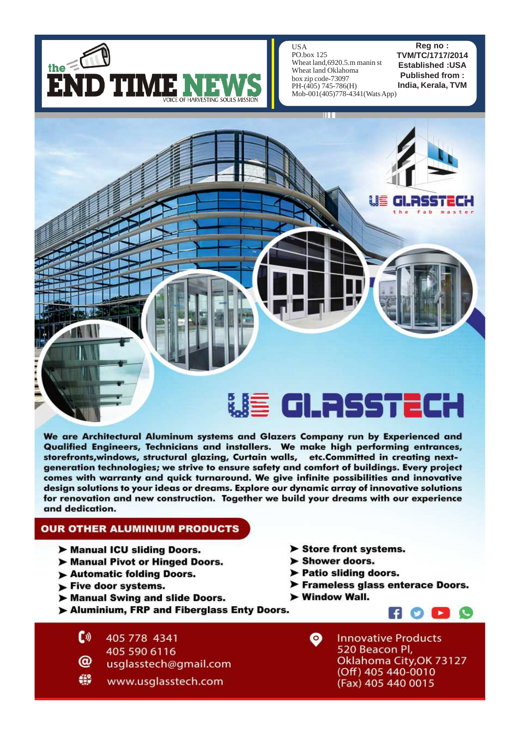# the END TIME NEWS

VOICE OF HARVESTING SOULS MISSION

USA
PO.box 125
Wheat land,6920.5.m manin st
Wheat land Oklahoma
box zip code-73097
PH-(405) 745-786(H)
Mob-001(405)778-4341(Wats App)

**Reg no : TVM/TC/1717/2014**
**Established :USA**
**Published from : India, Kerala, TVM**

US GLASSTECH
the fab master

# US GLASSTECH

**We are Architectural Aluminum systems and Glazers Company run by Experienced and Qualified Engineers, Technicians and installers. We make high performing entrances, storefronts,windows, structural glazing, Curtain walls, etc.Committed in creating next-generation technologies; we strive to ensure safety and comfort of buildings. Every project comes with warranty and quick turnaround. We give infinite possibilities and innovative design solutions to your ideas or dreams. Explore our dynamic array of innovative solutions for renovation and new construction. Together we build your dreams with our experience and dedication.**

## OUR OTHER ALUMINIUM PRODUCTS

- **Manual ICU sliding Doors.**
- **Manual Pivot or Hinged Doors.**
- **Automatic folding Doors.**
- **Five door systems.**
- **Manual Swing and slide Doors.**
- **Aluminium, FRP and Fiberglass Enty Doors.**
- **Store front systems.**
- **Shower doors.**
- **Patio sliding doors.**
- **Frameless glass enterace Doors.**
- **Window Wall.**

405 778 4341
405 590 6116
usglasstech@gmail.com
www.usglasstech.com

Innovative Products
520 Beacon Pl,
Oklahoma City,OK 73127
(Off) 405 440-0010
(Fax) 405 440 0015